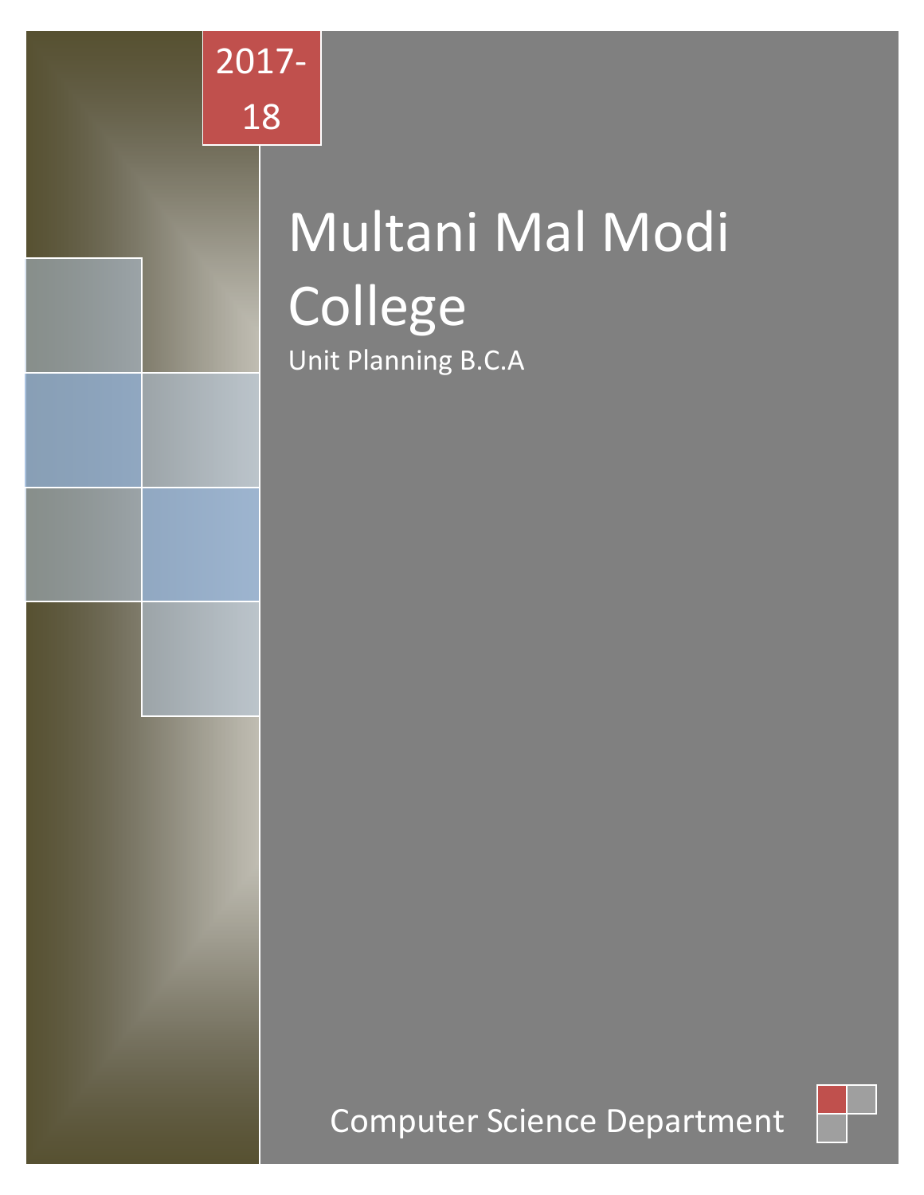2017-18

# Multani Mal Modi College

Unit Planning B.C.A

Computer Science Department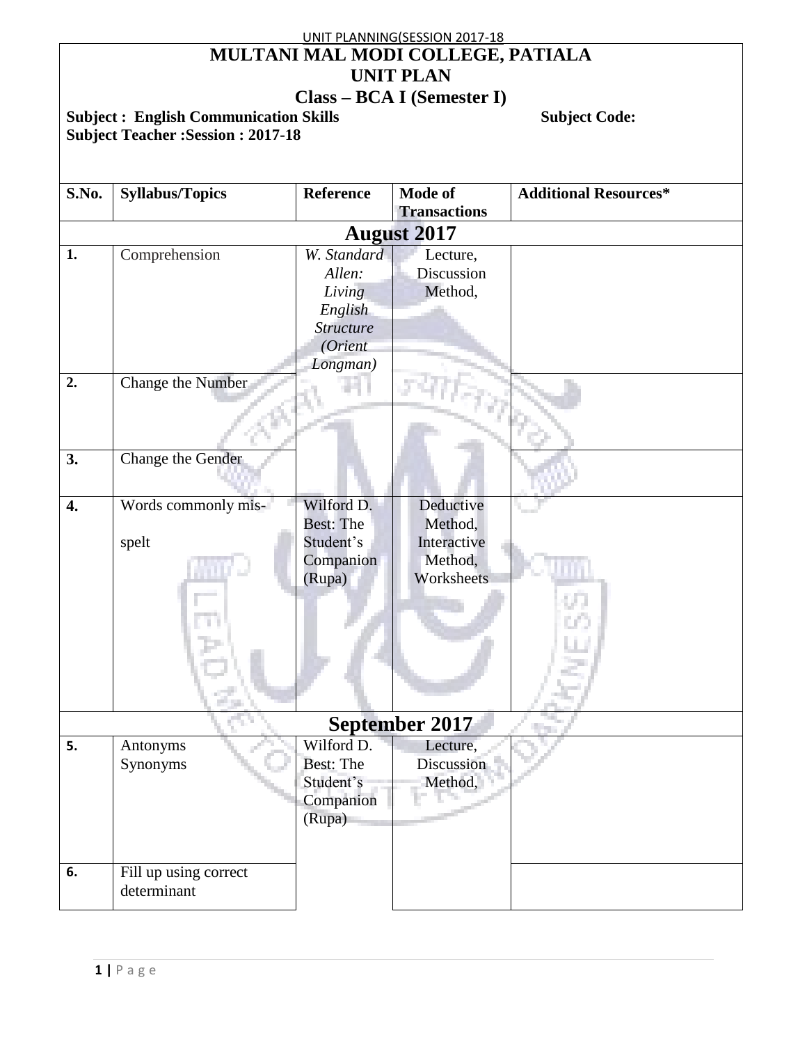# MULTANI MAL MODI COLLEGE, PATIALA

## UNIT PLAN

### Class – BCA I (Semester I)

**Subject : English Communication Skills** **Subject Code:**

**Subject Teacher :Session : 2017-18**

| S.No. | Syllabus/Topics | Reference | Mode of Transactions | Additional Resources* |
|---|---|---|---|---|
| **August 2017** | | | | |
| 1. | Comprehension | *W. Standard Allen: Living English Structure (Orient Longman)* | Lecture, Discussion Method, | |
| 2. | Change the Number | | | |
| 3. | Change the Gender | | | |
| 4. | Words commonly mis-spelt | Wilford D. Best: The Student's Companion (Rupa) | Deductive Method, Interactive Method, Worksheets | |
| **September 2017** | | | | |
| 5. | Antonyms Synonyms | Wilford D. Best: The Student's Companion (Rupa) | Lecture, Discussion Method, | |
| 6. | Fill up using correct determinant | | | |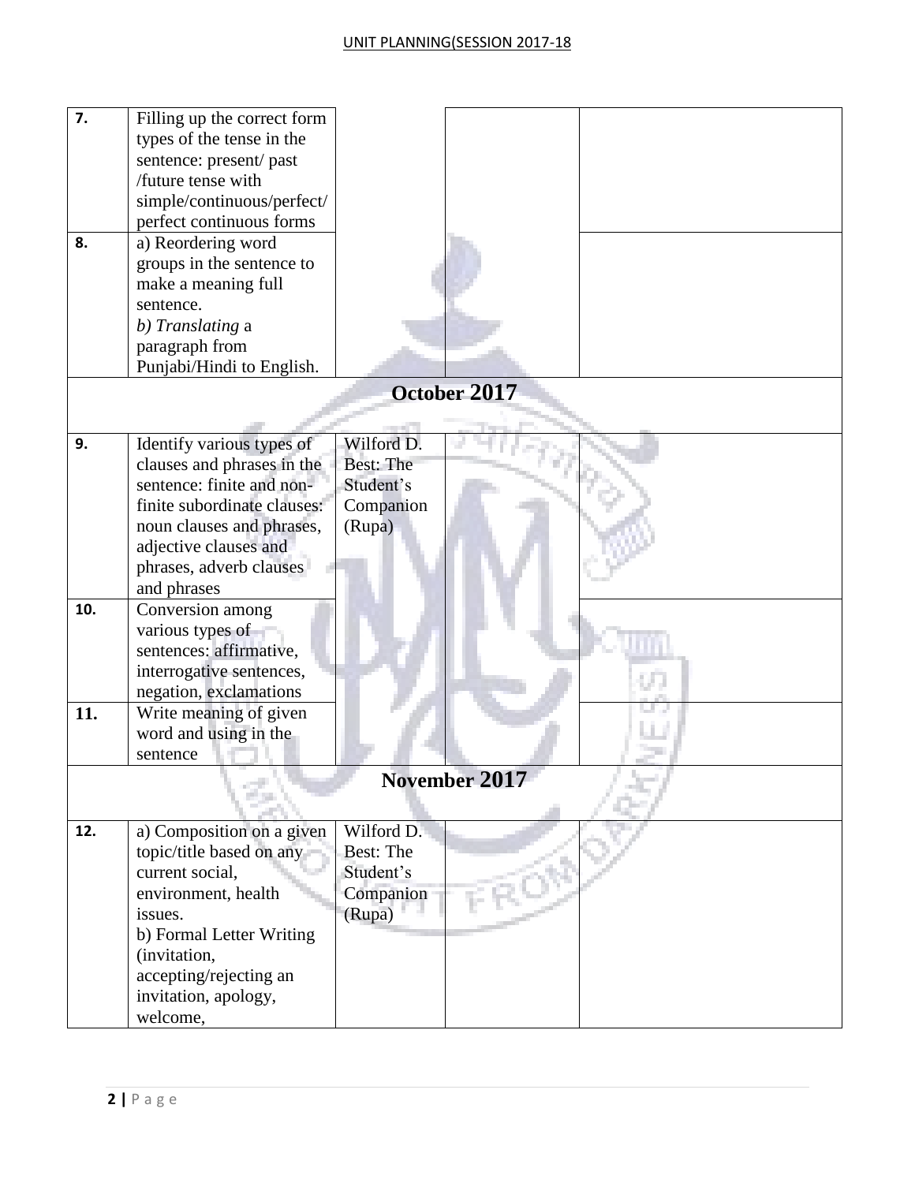| | | | | |
|---|---|---|---|---|
| **7.** | Filling up the correct form types of the tense in the sentence: present/ past /future tense with simple/continuous/perfect/ perfect continuous forms | | | |
| **8.** | a) Reordering word groups in the sentence to make a meaning full sentence.<br>*b) Translating* a paragraph from Punjabi/Hindi to English. | | | |
| **October 2017** | | | | |
| **9.** | Identify various types of clauses and phrases in the sentence: finite and non-finite subordinate clauses: noun clauses and phrases, adjective clauses and phrases, adverb clauses and phrases | Wilford D. Best: The Student's Companion (Rupa) | | |
| **10.** | Conversion among various types of sentences: affirmative, interrogative sentences, negation, exclamations | | | |
| **11.** | Write meaning of given word and using in the sentence | | | |
| **November 2017** | | | | |
| **12.** | a) Composition on a given topic/title based on any current social, environment, health issues.<br>b) Formal Letter Writing (invitation, accepting/rejecting an invitation, apology, welcome, | Wilford D. Best: The Student's Companion (Rupa) | | |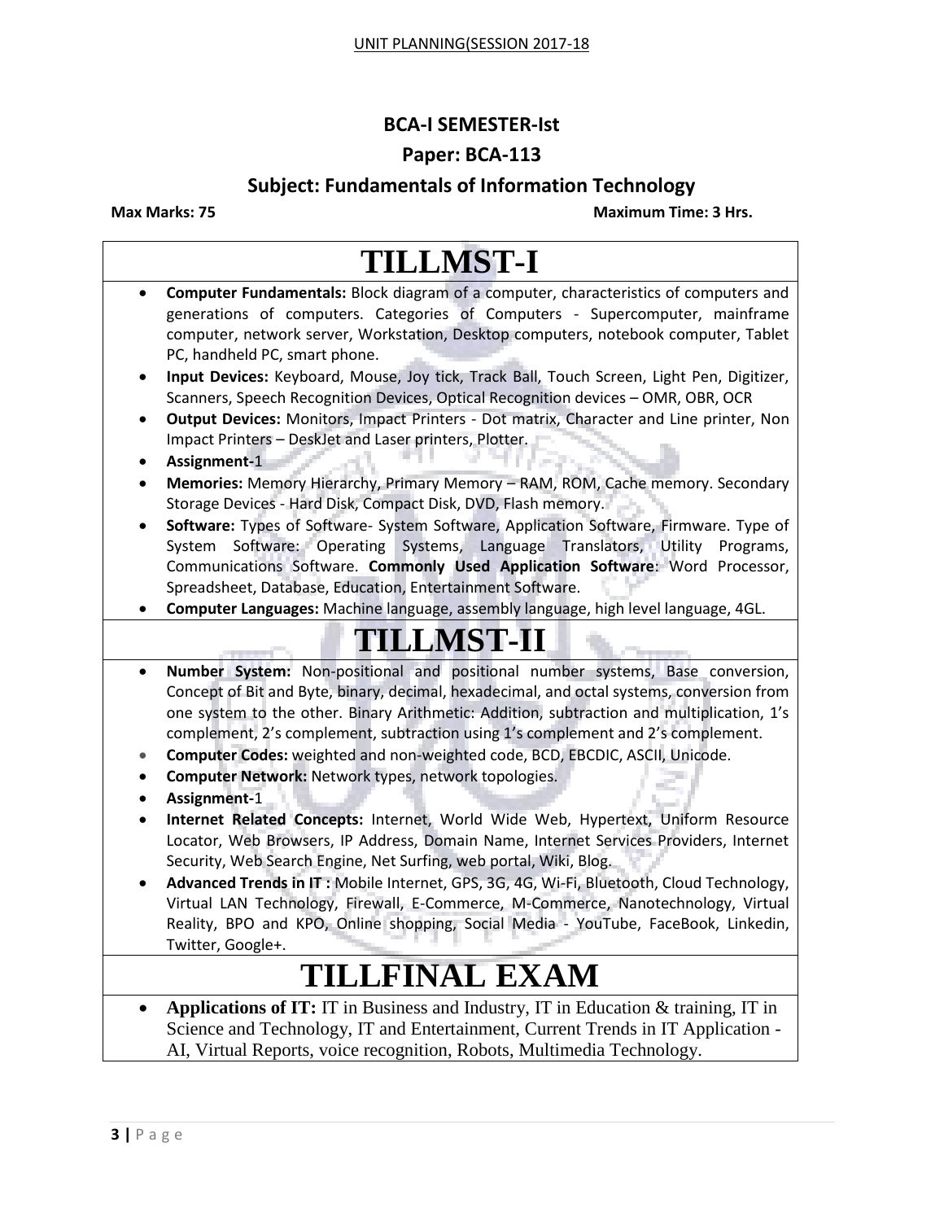# BCA-I SEMESTER-Ist

## Paper: BCA-113

## Subject: Fundamentals of Information Technology

**Max Marks: 75** **Maximum Time: 3 Hrs.**

## TILLMST-I

- **Computer Fundamentals:** Block diagram of a computer, characteristics of computers and generations of computers. Categories of Computers - Supercomputer, mainframe computer, network server, Workstation, Desktop computers, notebook computer, Tablet PC, handheld PC, smart phone.
- **Input Devices:** Keyboard, Mouse, Joy tick, Track Ball, Touch Screen, Light Pen, Digitizer, Scanners, Speech Recognition Devices, Optical Recognition devices – OMR, OBR, OCR
- **Output Devices:** Monitors, Impact Printers - Dot matrix, Character and Line printer, Non Impact Printers – DeskJet and Laser printers, Plotter.
- **Assignment-**1
- **Memories:** Memory Hierarchy, Primary Memory – RAM, ROM, Cache memory. Secondary Storage Devices - Hard Disk, Compact Disk, DVD, Flash memory.
- **Software:** Types of Software- System Software, Application Software, Firmware. Type of System Software: Operating Systems, Language Translators, Utility Programs, Communications Software. **Commonly Used Application Software**: Word Processor, Spreadsheet, Database, Education, Entertainment Software.
- **Computer Languages:** Machine language, assembly language, high level language, 4GL.

## TILLMST-II

- **Number System:** Non-positional and positional number systems, Base conversion, Concept of Bit and Byte, binary, decimal, hexadecimal, and octal systems, conversion from one system to the other. Binary Arithmetic: Addition, subtraction and multiplication, 1's complement, 2's complement, subtraction using 1's complement and 2's complement.
- **Computer Codes:** weighted and non-weighted code, BCD, EBCDIC, ASCII, Unicode.
- **Computer Network:** Network types, network topologies.
- **Assignment-**1
- **Internet Related Concepts:** Internet, World Wide Web, Hypertext, Uniform Resource Locator, Web Browsers, IP Address, Domain Name, Internet Services Providers, Internet Security, Web Search Engine, Net Surfing, web portal, Wiki, Blog.
- **Advanced Trends in IT :** Mobile Internet, GPS, 3G, 4G, Wi-Fi, Bluetooth, Cloud Technology, Virtual LAN Technology, Firewall, E-Commerce, M-Commerce, Nanotechnology, Virtual Reality, BPO and KPO, Online shopping, Social Media - YouTube, FaceBook, Linkedin, Twitter, Google+.

## TILLFINAL EXAM

- **Applications of IT:** IT in Business and Industry, IT in Education & training, IT in Science and Technology, IT and Entertainment, Current Trends in IT Application - AI, Virtual Reports, voice recognition, Robots, Multimedia Technology.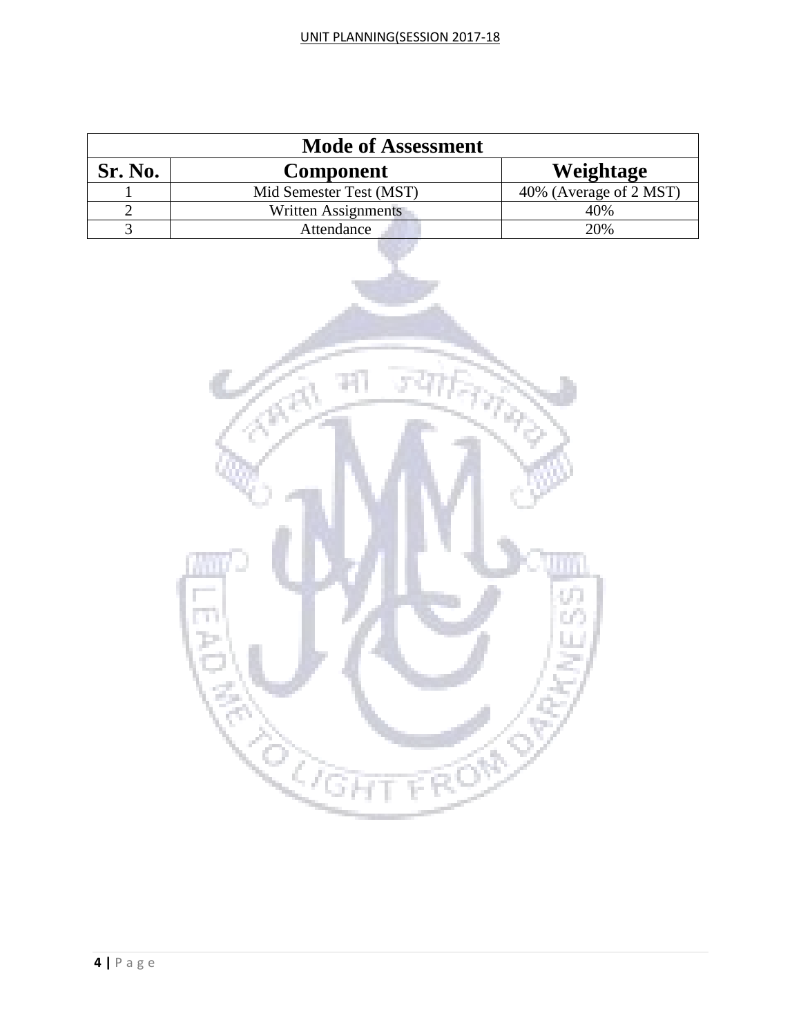| Mode of Assessment | | |
|---|---|---|
| **Sr. No.** | **Component** | **Weightage** |
| 1 | Mid Semester Test (MST) | 40% (Average of 2 MST) |
| 2 | Written Assignments | 40% |
| 3 | Attendance | 20% |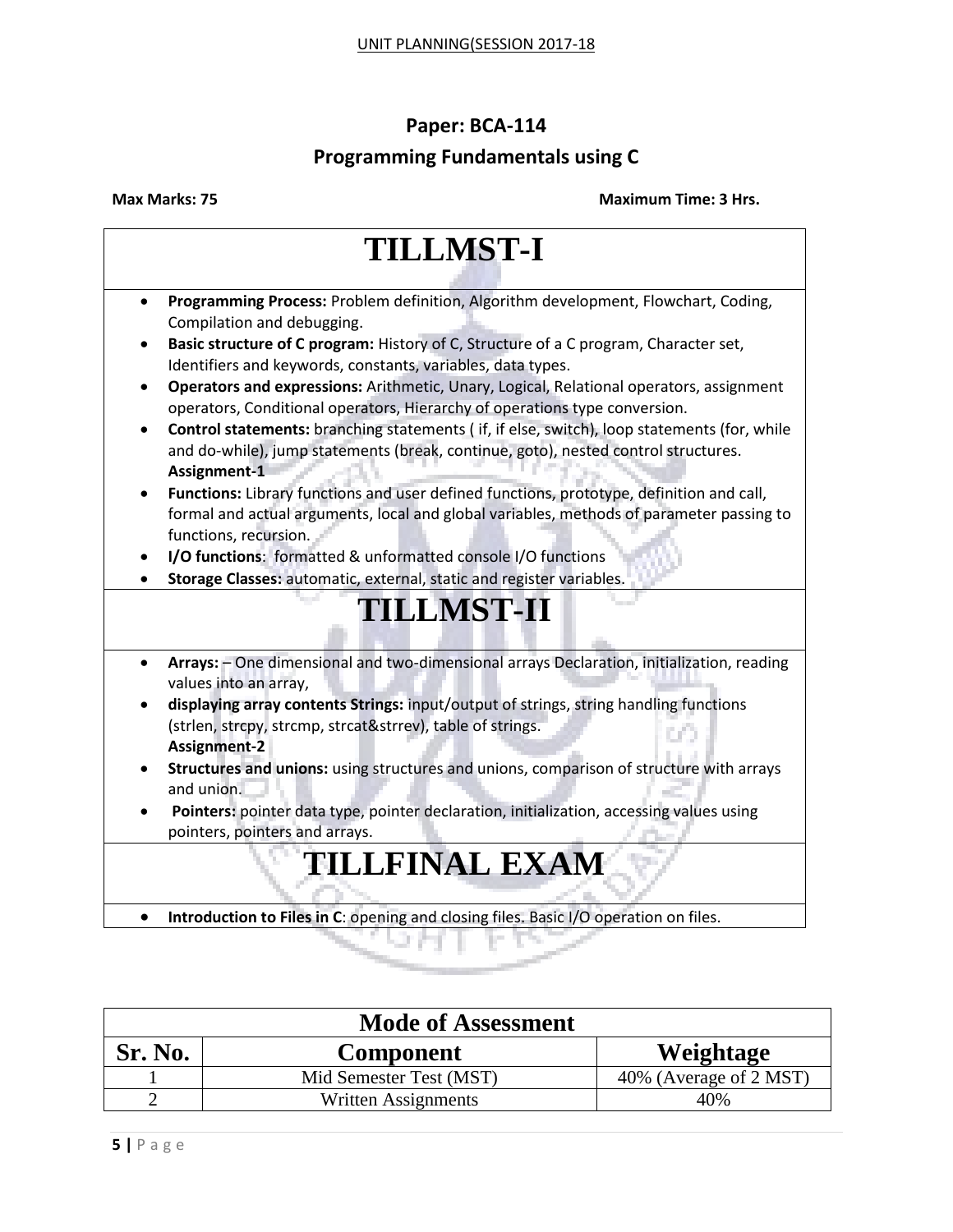## Paper: BCA-114

## Programming Fundamentals using C

**Max Marks: 75** **Maximum Time: 3 Hrs.**

# TILLMST-I

- **Programming Process:** Problem definition, Algorithm development, Flowchart, Coding, Compilation and debugging.
- **Basic structure of C program:** History of C, Structure of a C program, Character set, Identifiers and keywords, constants, variables, data types.
- **Operators and expressions:** Arithmetic, Unary, Logical, Relational operators, assignment operators, Conditional operators, Hierarchy of operations type conversion.
- **Control statements:** branching statements ( if, if else, switch), loop statements (for, while and do-while), jump statements (break, continue, goto), nested control structures.
  **Assignment-1**
- **Functions:** Library functions and user defined functions, prototype, definition and call, formal and actual arguments, local and global variables, methods of parameter passing to functions, recursion.
- **I/O functions**: formatted & unformatted console I/O functions
- **Storage Classes:** automatic, external, static and register variables.

# TILLMST-II

- **Arrays:** – One dimensional and two-dimensional arrays Declaration, initialization, reading values into an array,
- **displaying array contents Strings:** input/output of strings, string handling functions (strlen, strcpy, strcmp, strcat&strrev), table of strings.
  **Assignment-2**
- **Structures and unions:** using structures and unions, comparison of structure with arrays and union.
- **Pointers:** pointer data type, pointer declaration, initialization, accessing values using pointers, pointers and arrays.

# TILLFINAL EXAM

- **Introduction to Files in C**: opening and closing files. Basic I/O operation on files.

| Mode of Assessment | | |
|---|---|---|
| **Sr. No.** | **Component** | **Weightage** |
| 1 | Mid Semester Test (MST) | 40% (Average of 2 MST) |
| 2 | Written Assignments | 40% |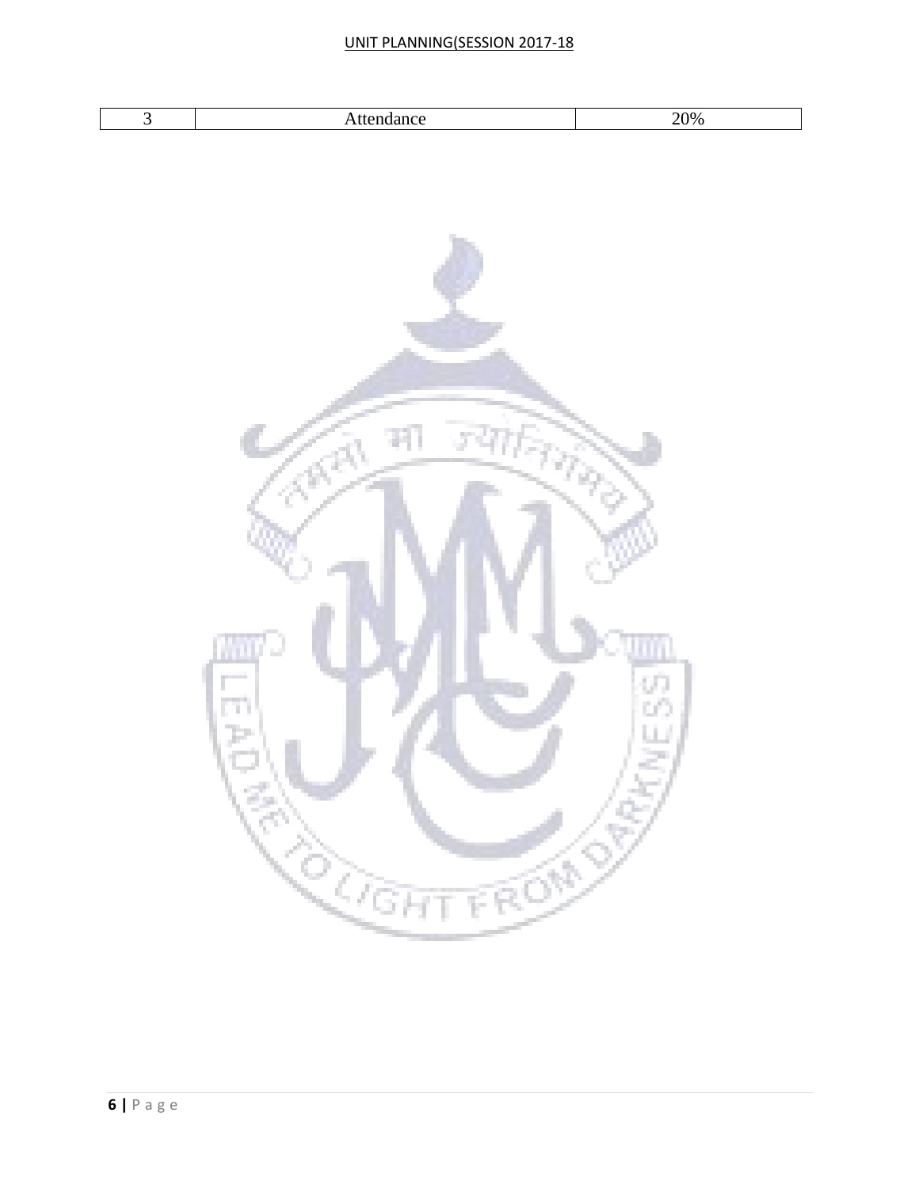| 3 | Attendance | 20% |
|---|---|---|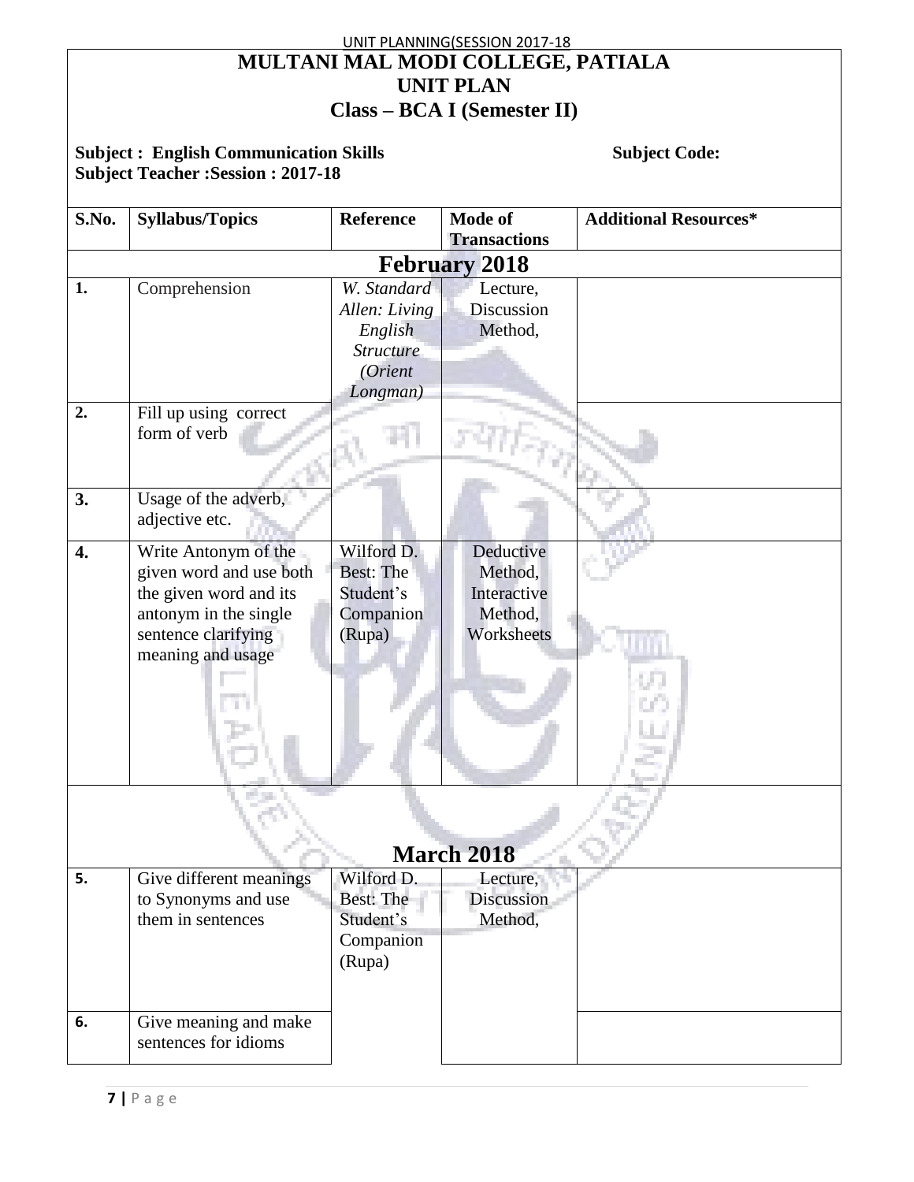# MULTANI MAL MODI COLLEGE, PATIALA

## UNIT PLAN

### Class – BCA I (Semester II)

**Subject : English Communication Skills** **Subject Code:**

**Subject Teacher :Session : 2017-18**

| S.No. | Syllabus/Topics | Reference | Mode of Transactions | Additional Resources* |
|---|---|---|---|---|
| **February 2018** | | | | |
| 1. | Comprehension | *W. Standard Allen: Living English Structure (Orient Longman)* | Lecture, Discussion Method, | |
| 2. | Fill up using correct form of verb | | | |
| 3. | Usage of the adverb, adjective etc. | | | |
| 4. | Write Antonym of the given word and use both the given word and its antonym in the single sentence clarifying meaning and usage | Wilford D. Best: The Student's Companion (Rupa) | Deductive Method, Interactive Method, Worksheets | |
| **March 2018** | | | | |
| 5. | Give different meanings to Synonyms and use them in sentences | Wilford D. Best: The Student's Companion (Rupa) | Lecture, Discussion Method, | |
| 6. | Give meaning and make sentences for idioms | | | |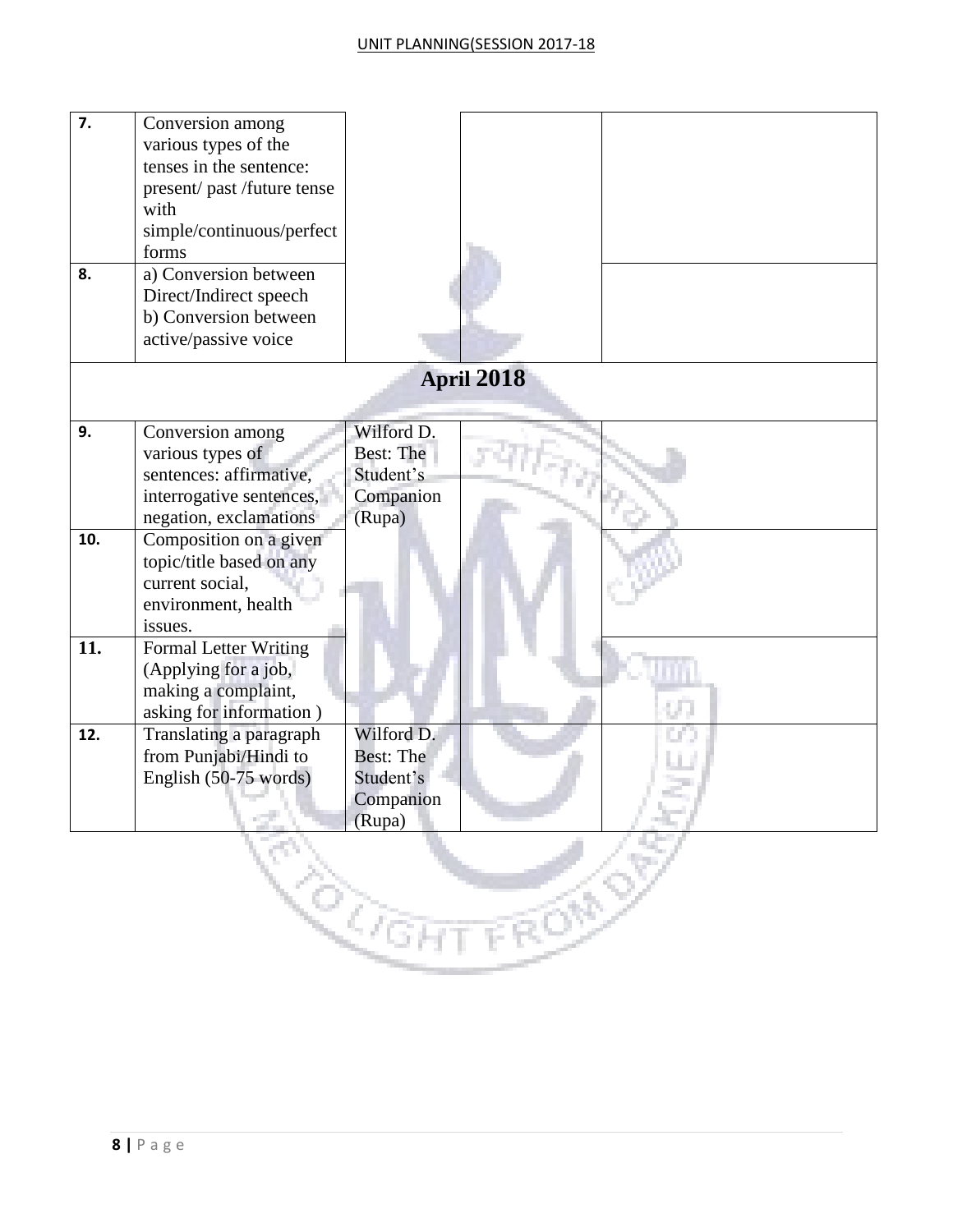| | | | | |
|---|---|---|---|---|
| **7.** | Conversion among various types of the tenses in the sentence: present/ past /future tense with simple/continuous/perfect forms | | | |
| **8.** | a) Conversion between Direct/Indirect speech<br>b) Conversion between active/passive voice | | | |
| **April 2018** | | | | |
| **9.** | Conversion among various types of sentences: affirmative, interrogative sentences, negation, exclamations | Wilford D. Best: The Student's Companion (Rupa) | | |
| **10.** | Composition on a given topic/title based on any current social, environment, health issues. | | | |
| **11.** | Formal Letter Writing (Applying for a job, making a complaint, asking for information ) | | | |
| **12.** | Translating a paragraph from Punjabi/Hindi to English (50-75 words) | Wilford D. Best: The Student's Companion (Rupa) | | |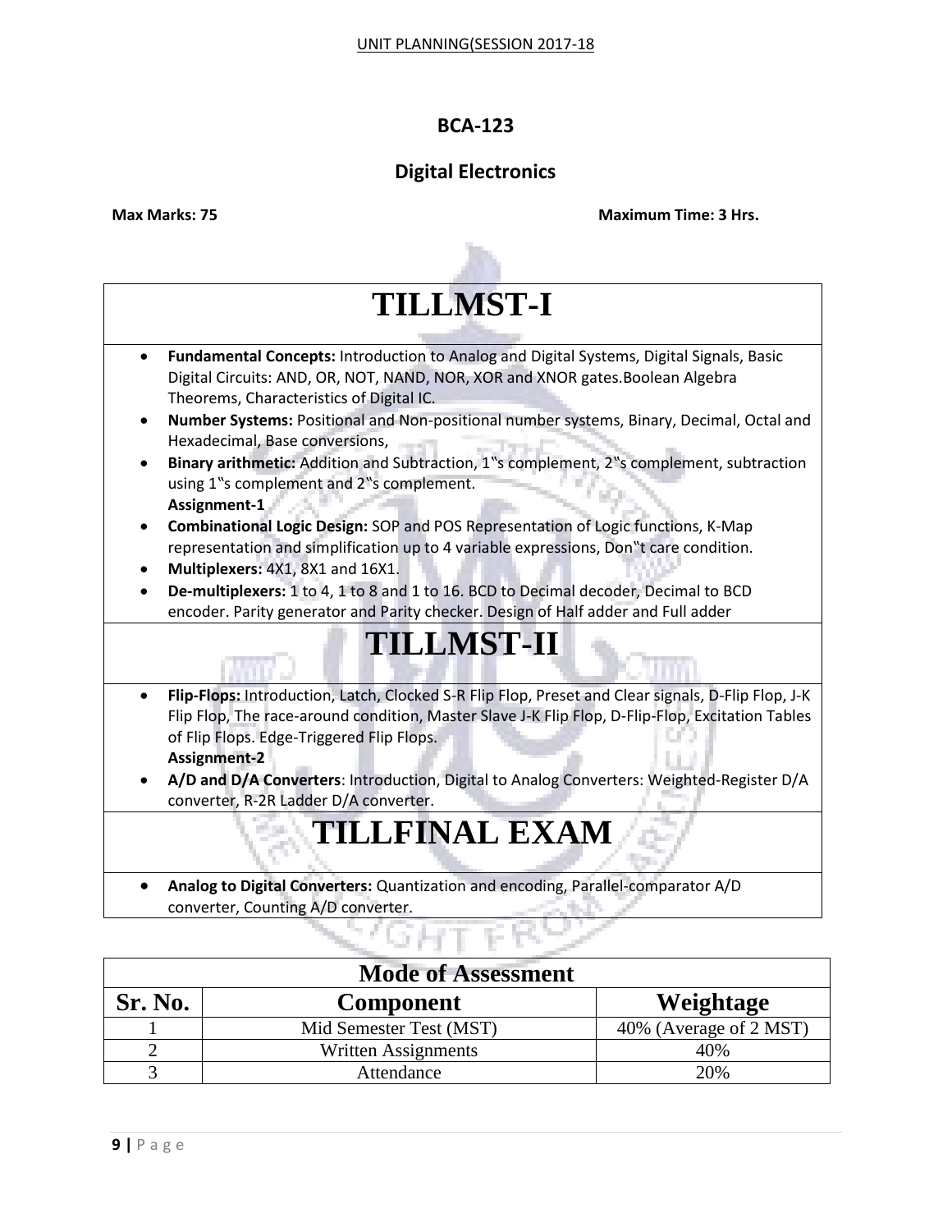# BCA-123

## Digital Electronics

**Max Marks: 75** **Maximum Time: 3 Hrs.**

| TILLMST-I |
|---|
| • **Fundamental Concepts:** Introduction to Analog and Digital Systems, Digital Signals, Basic Digital Circuits: AND, OR, NOT, NAND, NOR, XOR and XNOR gates.Boolean Algebra Theorems, Characteristics of Digital IC.<br>• **Number Systems:** Positional and Non-positional number systems, Binary, Decimal, Octal and Hexadecimal, Base conversions,<br>• **Binary arithmetic:** Addition and Subtraction, 1‟s complement, 2‟s complement, subtraction using 1‟s complement and 2‟s complement.<br>**Assignment-1**<br>• **Combinational Logic Design:** SOP and POS Representation of Logic functions, K-Map representation and simplification up to 4 variable expressions, Don‟t care condition.<br>• **Multiplexers:** 4X1, 8X1 and 16X1.<br>• **De-multiplexers:** 1 to 4, 1 to 8 and 1 to 16. BCD to Decimal decoder, Decimal to BCD encoder. Parity generator and Parity checker. Design of Half adder and Full adder |
| **TILLMST-II** |
| • **Flip-Flops:** Introduction, Latch, Clocked S-R Flip Flop, Preset and Clear signals, D-Flip Flop, J-K Flip Flop, The race-around condition, Master Slave J-K Flip Flop, D-Flip-Flop, Excitation Tables of Flip Flops. Edge-Triggered Flip Flops.<br>**Assignment-2**<br>• **A/D and D/A Converters**: Introduction, Digital to Analog Converters: Weighted-Register D/A converter, R-2R Ladder D/A converter. |
| **TILLFINAL EXAM** |
| • **Analog to Digital Converters:** Quantization and encoding, Parallel-comparator A/D converter, Counting A/D converter. |

| Mode of Assessment | | |
|---|---|---|
| **Sr. No.** | **Component** | **Weightage** |
| 1 | Mid Semester Test (MST) | 40% (Average of 2 MST) |
| 2 | Written Assignments | 40% |
| 3 | Attendance | 20% |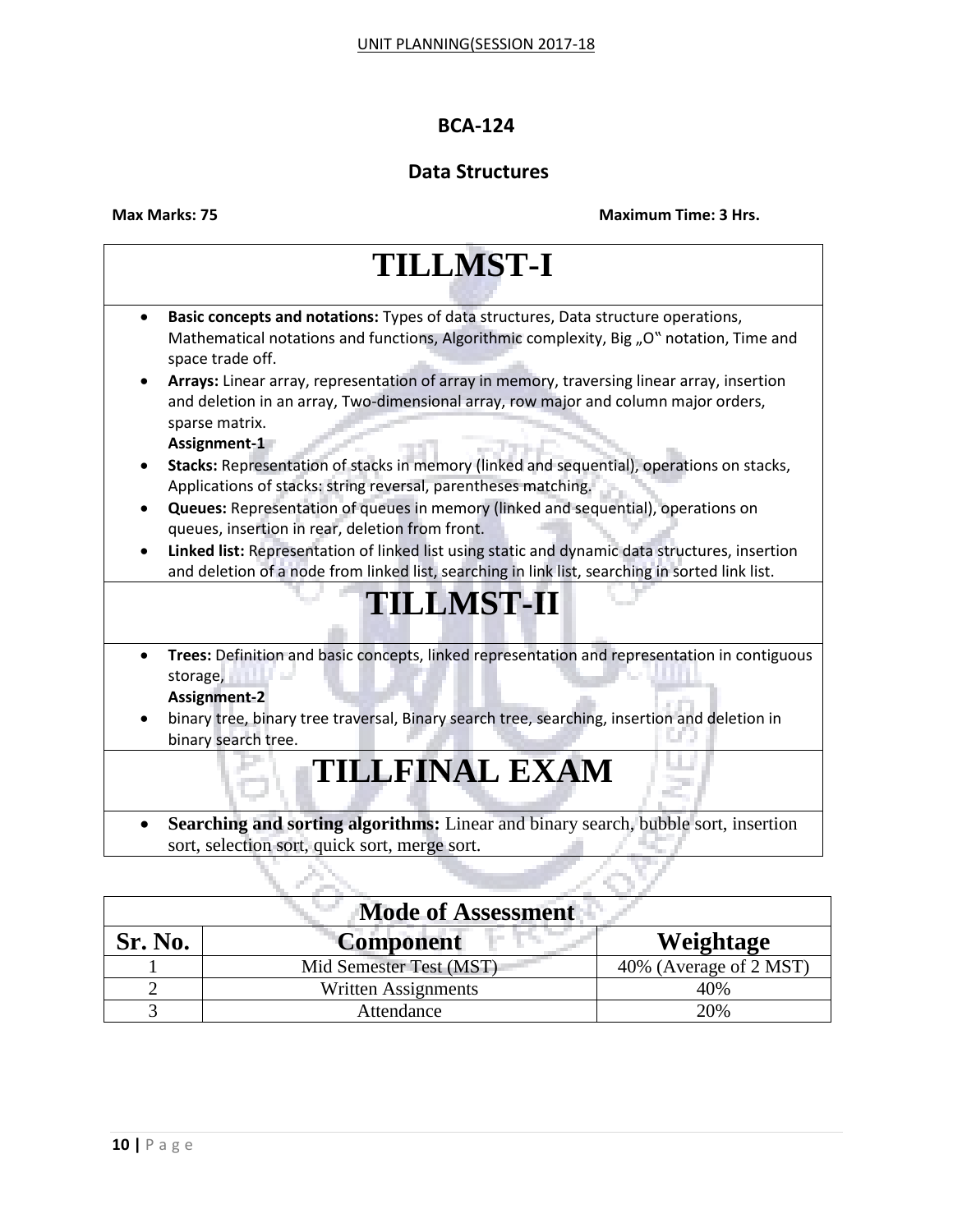# BCA-124

## Data Structures

**Max Marks: 75** **Maximum Time: 3 Hrs.**

## TILLMST-I

- **Basic concepts and notations:** Types of data structures, Data structure operations, Mathematical notations and functions, Algorithmic complexity, Big „O‟ notation, Time and space trade off.
- **Arrays:** Linear array, representation of array in memory, traversing linear array, insertion and deletion in an array, Two-dimensional array, row major and column major orders, sparse matrix.
  **Assignment-1**
- **Stacks:** Representation of stacks in memory (linked and sequential), operations on stacks, Applications of stacks: string reversal, parentheses matching.
- **Queues:** Representation of queues in memory (linked and sequential), operations on queues, insertion in rear, deletion from front.
- **Linked list:** Representation of linked list using static and dynamic data structures, insertion and deletion of a node from linked list, searching in link list, searching in sorted link list.

## TILLMST-II

- **Trees:** Definition and basic concepts, linked representation and representation in contiguous storage,
  **Assignment-2**
- binary tree, binary tree traversal, Binary search tree, searching, insertion and deletion in binary search tree.

## TILLFINAL EXAM

- **Searching and sorting algorithms:** Linear and binary search, bubble sort, insertion sort, selection sort, quick sort, merge sort.

| Mode of Assessment | | |
|---|---|---|
| **Sr. No.** | **Component** | **Weightage** |
| 1 | Mid Semester Test (MST) | 40% (Average of 2 MST) |
| 2 | Written Assignments | 40% |
| 3 | Attendance | 20% |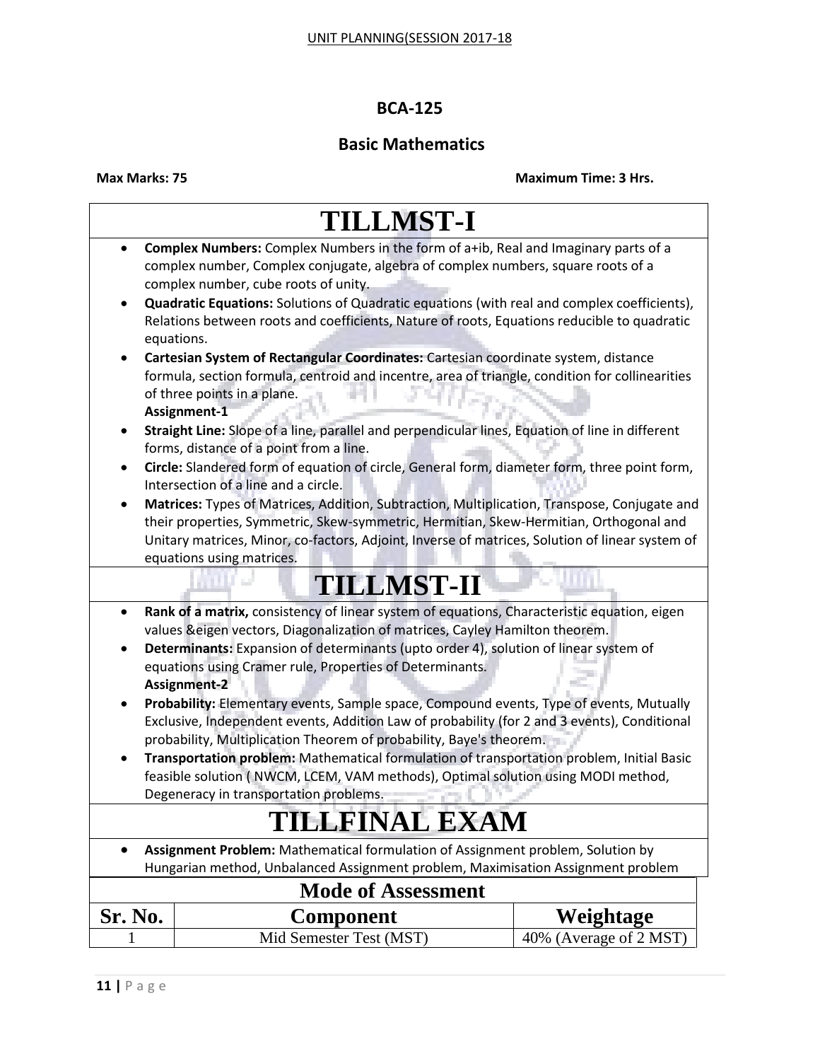# BCA-125

## Basic Mathematics

**Max Marks: 75** **Maximum Time: 3 Hrs.**

## TILLMST-I

- **Complex Numbers:** Complex Numbers in the form of a+ib, Real and Imaginary parts of a complex number, Complex conjugate, algebra of complex numbers, square roots of a complex number, cube roots of unity.
- **Quadratic Equations:** Solutions of Quadratic equations (with real and complex coefficients), Relations between roots and coefficients, Nature of roots, Equations reducible to quadratic equations.
- **Cartesian System of Rectangular Coordinates:** Cartesian coordinate system, distance formula, section formula, centroid and incentre, area of triangle, condition for collinearities of three points in a plane.
  **Assignment-1**
- **Straight Line:** Slope of a line, parallel and perpendicular lines, Equation of line in different forms, distance of a point from a line.
- **Circle:** Slandered form of equation of circle, General form, diameter form, three point form, Intersection of a line and a circle.
- **Matrices:** Types of Matrices, Addition, Subtraction, Multiplication, Transpose, Conjugate and their properties, Symmetric, Skew-symmetric, Hermitian, Skew-Hermitian, Orthogonal and Unitary matrices, Minor, co-factors, Adjoint, Inverse of matrices, Solution of linear system of equations using matrices.

## TILLMST-II

- **Rank of a matrix,** consistency of linear system of equations, Characteristic equation, eigen values &eigen vectors, Diagonalization of matrices, Cayley Hamilton theorem.
- **Determinants:** Expansion of determinants (upto order 4), solution of linear system of equations using Cramer rule, Properties of Determinants.
  **Assignment-2**
- **Probability:** Elementary events, Sample space, Compound events, Type of events, Mutually Exclusive, Independent events, Addition Law of probability (for 2 and 3 events), Conditional probability, Multiplication Theorem of probability, Baye's theorem.
- **Transportation problem:** Mathematical formulation of transportation problem, Initial Basic feasible solution ( NWCM, LCEM, VAM methods), Optimal solution using MODI method, Degeneracy in transportation problems.

## TILLFINAL EXAM

- **Assignment Problem:** Mathematical formulation of Assignment problem, Solution by Hungarian method, Unbalanced Assignment problem, Maximisation Assignment problem

## Mode of Assessment

| Sr. No. | Component | Weightage |
|---|---|---|
| 1 | Mid Semester Test (MST) | 40% (Average of 2 MST) |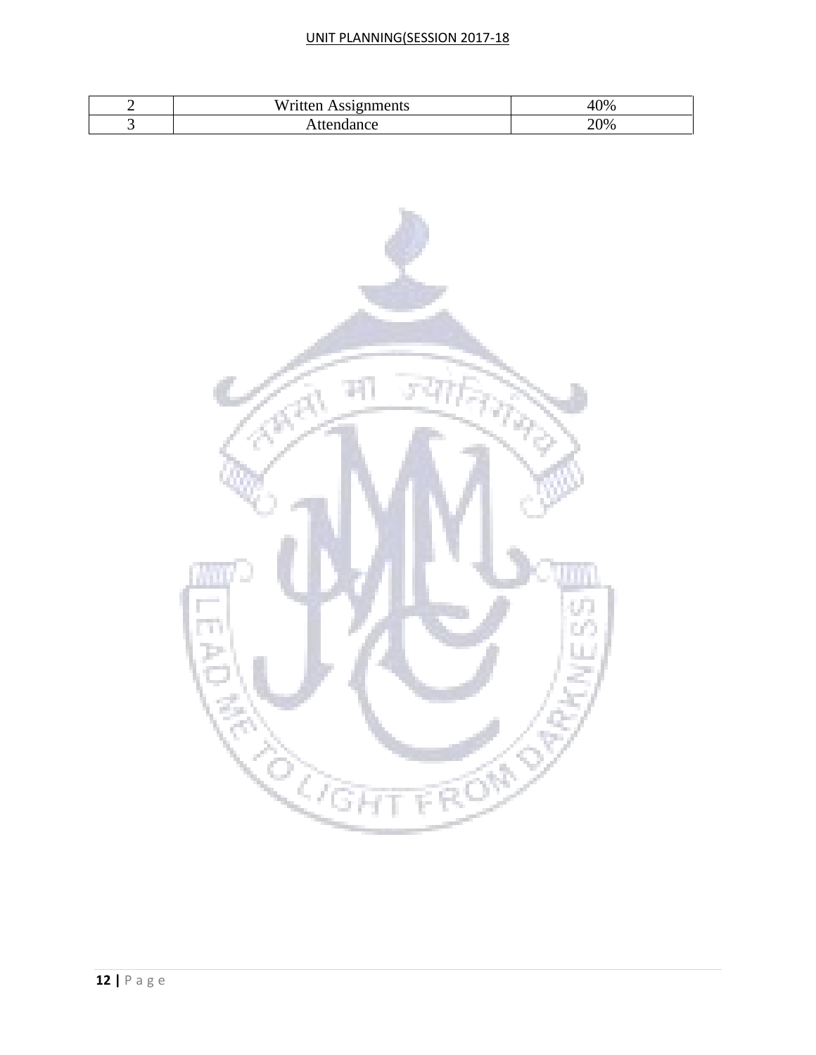| 2 | Written Assignments | 40% |
|---|---|---|
| 3 | Attendance | 20% |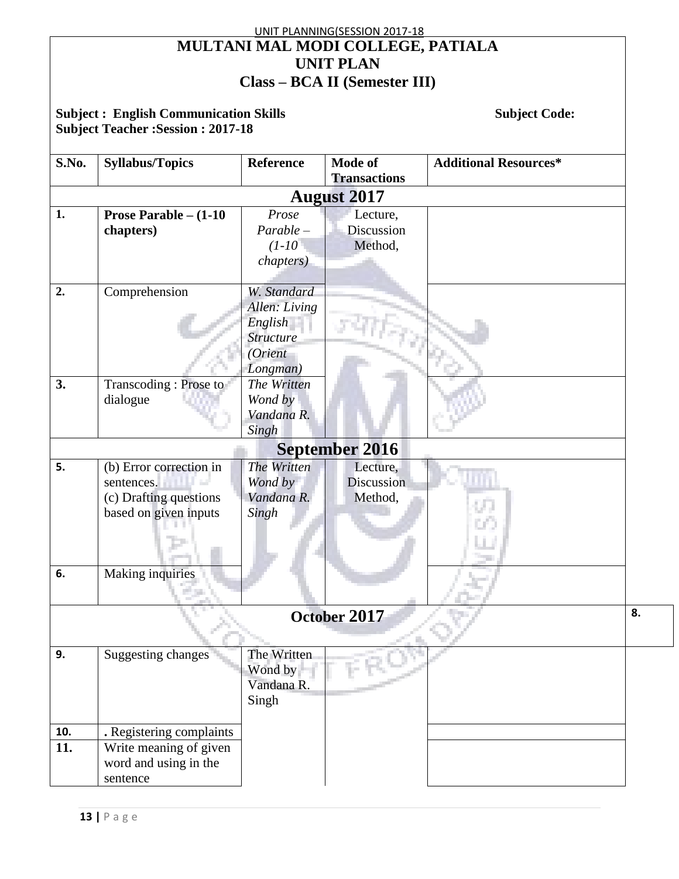# MULTANI MAL MODI COLLEGE, PATIALA
## UNIT PLAN
### Class – BCA II (Semester III)

**Subject : English Communication Skills** **Subject Code:**
**Subject Teacher :Session : 2017-18**

| S.No. | Syllabus/Topics | Reference | Mode of Transactions | Additional Resources* |
|---|---|---|---|---|
| **August 2017** | | | | |
| 1. | **Prose Parable – (1-10 chapters)** | *Prose Parable – (1-10 chapters)* | Lecture, Discussion Method, | |
| 2. | Comprehension | *W. Standard Allen: Living English Structure (Orient Longman)* | | |
| 3. | Transcoding : Prose to dialogue | *The Written Wond by Vandana R. Singh* | | |
| **September 2016** | | | | |
| 5. | (b) Error correction in sentences. (c) Drafting questions based on given inputs | *The Written Wond by Vandana R. Singh* | Lecture, Discussion Method, | |
| 6. | Making inquiries | | | |
| **October 2017** | | | | 8. |
| 9. | Suggesting changes | The Written Wond by Vandana R. Singh | | |
| 10. | . Registering complaints | | | |
| 11. | Write meaning of given word and using in the sentence | | | |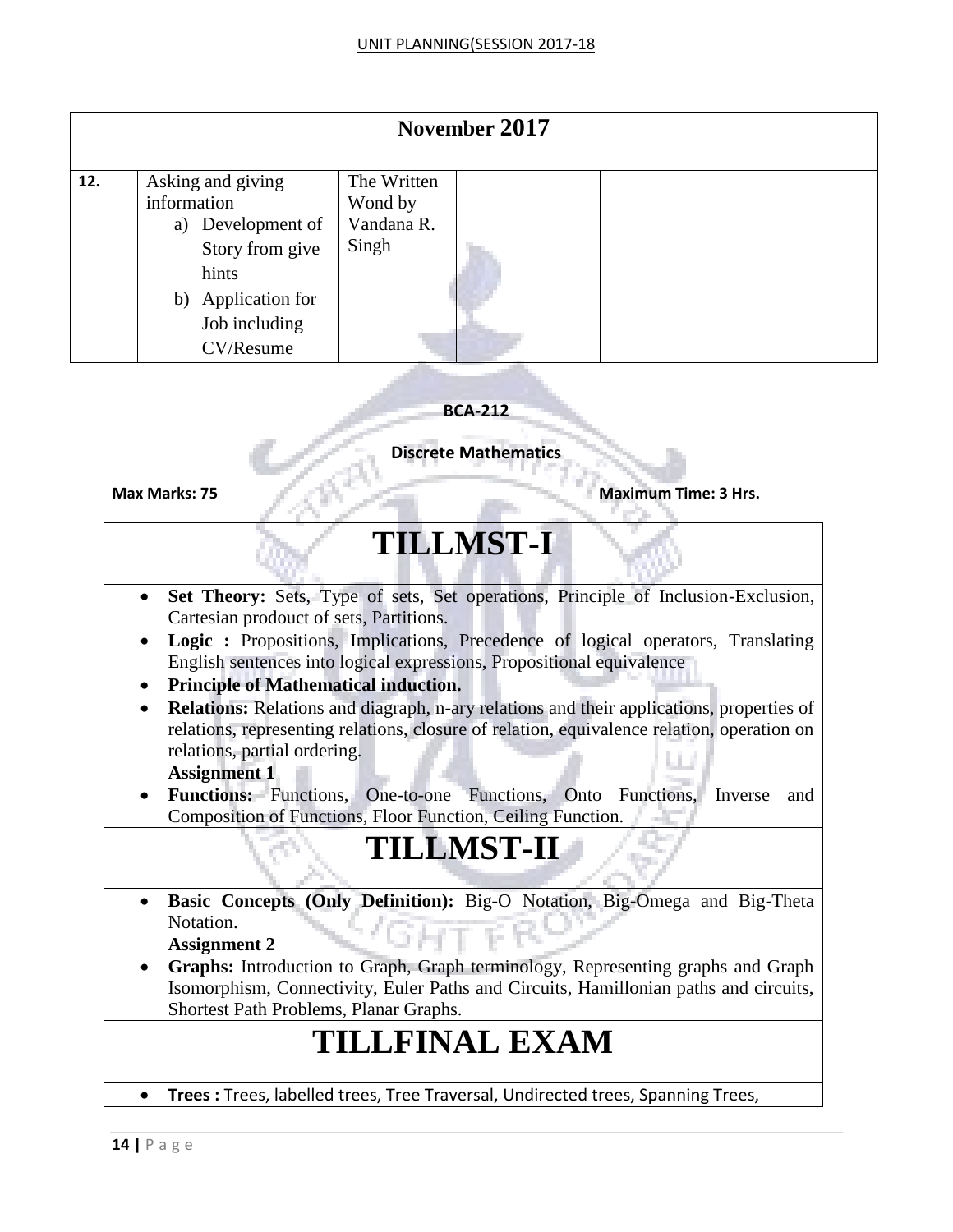| November 2017 | | | | |
|---|---|---|---|---|
| **12.** | Asking and giving information<br>a) Development of Story from give hints<br>b) Application for Job including CV/Resume | The Written Wond by Vandana R. Singh | | |

**BCA-212**

**Discrete Mathematics**

**Max Marks: 75** **Maximum Time: 3 Hrs.**

# TILLMST-I

- **Set Theory:** Sets, Type of sets, Set operations, Principle of Inclusion-Exclusion, Cartesian prodouct of sets, Partitions.
- **Logic :** Propositions, Implications, Precedence of logical operators, Translating English sentences into logical expressions, Propositional equivalence
- **Principle of Mathematical induction.**
- **Relations:** Relations and diagraph, n-ary relations and their applications, properties of relations, representing relations, closure of relation, equivalence relation, operation on relations, partial ordering.
  **Assignment 1**
- **Functions:** Functions, One-to-one Functions, Onto Functions, Inverse and Composition of Functions, Floor Function, Ceiling Function.

# TILLMST-II

- **Basic Concepts (Only Definition):** Big-O Notation, Big-Omega and Big-Theta Notation.
  **Assignment 2**
- **Graphs:** Introduction to Graph, Graph terminology, Representing graphs and Graph Isomorphism, Connectivity, Euler Paths and Circuits, Hamillonian paths and circuits, Shortest Path Problems, Planar Graphs.

# TILLFINAL EXAM

- **Trees :** Trees, labelled trees, Tree Traversal, Undirected trees, Spanning Trees,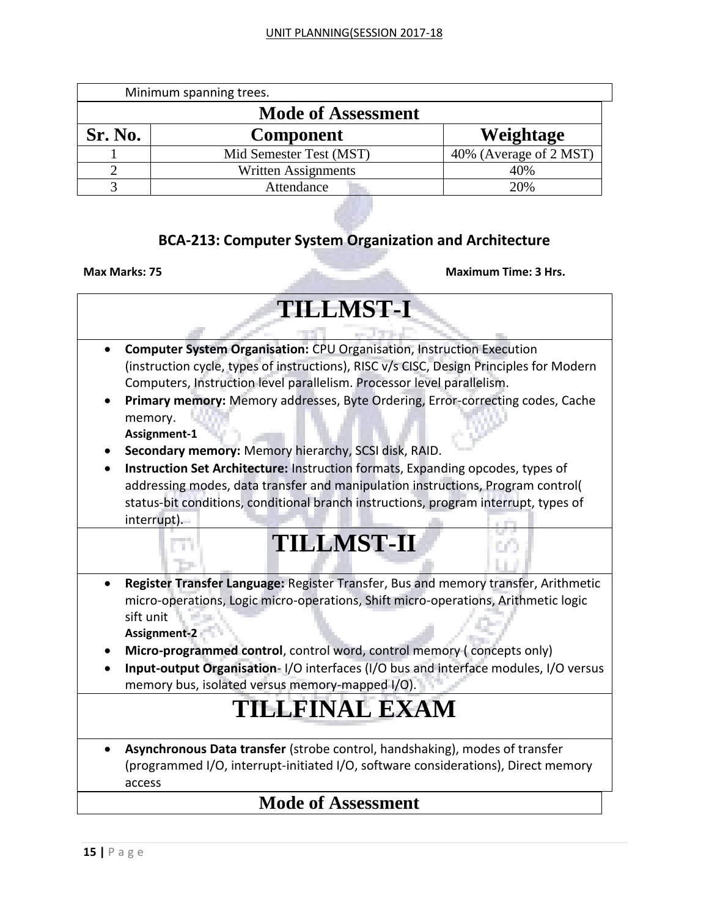Minimum spanning trees.

**Mode of Assessment**

| Sr. No. | Component | Weightage |
|---|---|---|
| 1 | Mid Semester Test (MST) | 40% (Average of 2 MST) |
| 2 | Written Assignments | 40% |
| 3 | Attendance | 20% |

## BCA-213: Computer System Organization and Architecture

**Max Marks: 75** **Maximum Time: 3 Hrs.**

# TILLMST-I

- **Computer System Organisation:** CPU Organisation, Instruction Execution (instruction cycle, types of instructions), RISC v/s CISC, Design Principles for Modern Computers, Instruction level parallelism. Processor level parallelism.
- **Primary memory:** Memory addresses, Byte Ordering, Error-correcting codes, Cache memory.
  **Assignment-1**
- **Secondary memory:** Memory hierarchy, SCSI disk, RAID.
- **Instruction Set Architecture:** Instruction formats, Expanding opcodes, types of addressing modes, data transfer and manipulation instructions, Program control( status-bit conditions, conditional branch instructions, program interrupt, types of interrupt).

# TILLMST-II

- **Register Transfer Language:** Register Transfer, Bus and memory transfer, Arithmetic micro-operations, Logic micro-operations, Shift micro-operations, Arithmetic logic sift unit
  **Assignment-2**
- **Micro-programmed control**, control word, control memory ( concepts only)
- **Input-output Organisation**- I/O interfaces (I/O bus and interface modules, I/O versus memory bus, isolated versus memory-mapped I/O).

# TILLFINAL EXAM

- **Asynchronous Data transfer** (strobe control, handshaking), modes of transfer (programmed I/O, interrupt-initiated I/O, software considerations), Direct memory access

**Mode of Assessment**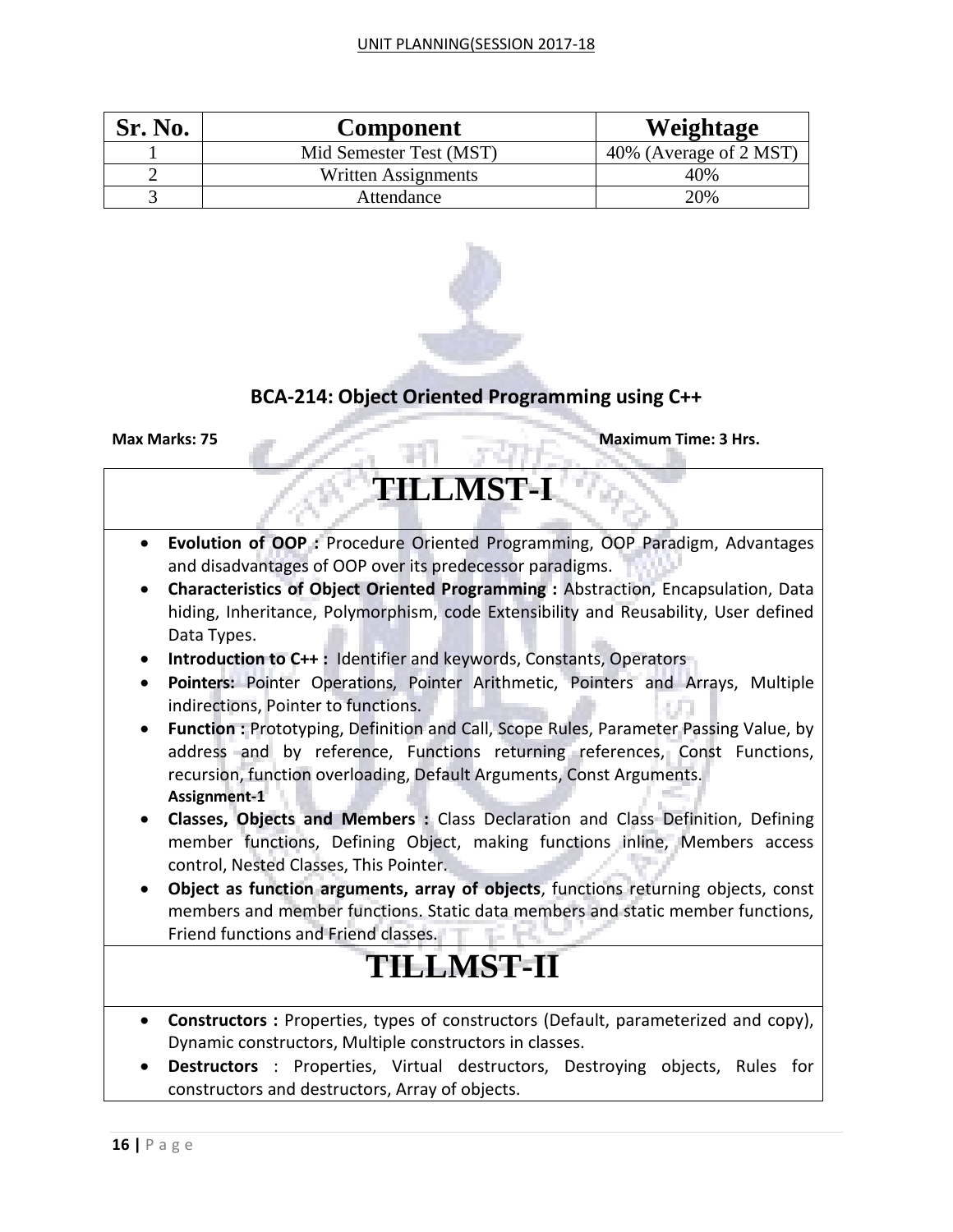| Sr. No. | Component | Weightage |
|---|---|---|
| 1 | Mid Semester Test (MST) | 40% (Average of 2 MST) |
| 2 | Written Assignments | 40% |
| 3 | Attendance | 20% |

## BCA-214: Object Oriented Programming using C++

**Max Marks: 75** **Maximum Time: 3 Hrs.**

# TILLMST-I

- **Evolution of OOP :** Procedure Oriented Programming, OOP Paradigm, Advantages and disadvantages of OOP over its predecessor paradigms.
- **Characteristics of Object Oriented Programming :** Abstraction, Encapsulation, Data hiding, Inheritance, Polymorphism, code Extensibility and Reusability, User defined Data Types.
- **Introduction to C++ :** Identifier and keywords, Constants, Operators
- **Pointers:** Pointer Operations, Pointer Arithmetic, Pointers and Arrays, Multiple indirections, Pointer to functions.
- **Function :** Prototyping, Definition and Call, Scope Rules, Parameter Passing Value, by address and by reference, Functions returning references, Const Functions, recursion, function overloading, Default Arguments, Const Arguments.
  **Assignment-1**
- **Classes, Objects and Members :** Class Declaration and Class Definition, Defining member functions, Defining Object, making functions inline, Members access control, Nested Classes, This Pointer.
- **Object as function arguments, array of objects**, functions returning objects, const members and member functions. Static data members and static member functions, Friend functions and Friend classes.

# TILLMST-II

- **Constructors :** Properties, types of constructors (Default, parameterized and copy), Dynamic constructors, Multiple constructors in classes.
- **Destructors** : Properties, Virtual destructors, Destroying objects, Rules for constructors and destructors, Array of objects.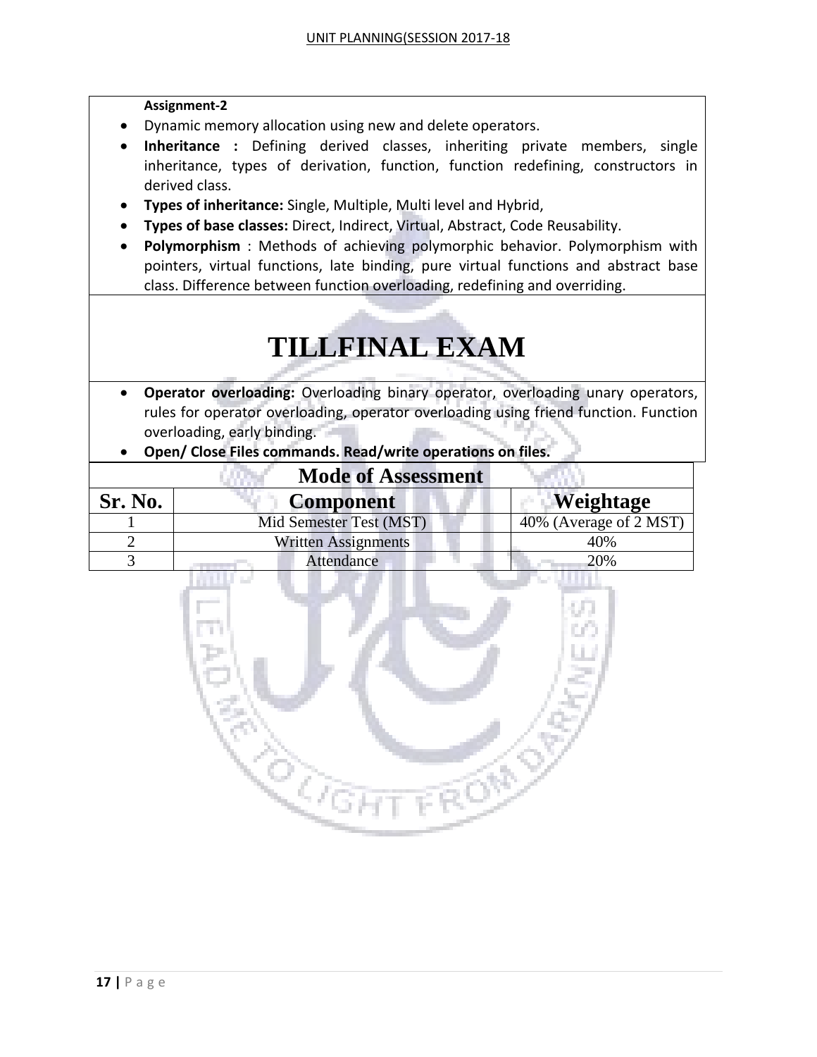**Assignment-2**

- Dynamic memory allocation using new and delete operators.
- **Inheritance :** Defining derived classes, inheriting private members, single inheritance, types of derivation, function, function redefining, constructors in derived class.
- **Types of inheritance:** Single, Multiple, Multi level and Hybrid,
- **Types of base classes:** Direct, Indirect, Virtual, Abstract, Code Reusability.
- **Polymorphism** : Methods of achieving polymorphic behavior. Polymorphism with pointers, virtual functions, late binding, pure virtual functions and abstract base class. Difference between function overloading, redefining and overriding.

# TILLFINAL EXAM

- **Operator overloading:** Overloading binary operator, overloading unary operators, rules for operator overloading, operator overloading using friend function. Function overloading, early binding.
- **Open/ Close Files commands. Read/write operations on files.**

| Mode of Assessment | | |
|---|---|---|
| **Sr. No.** | **Component** | **Weightage** |
| 1 | Mid Semester Test (MST) | 40% (Average of 2 MST) |
| 2 | Written Assignments | 40% |
| 3 | Attendance | 20% |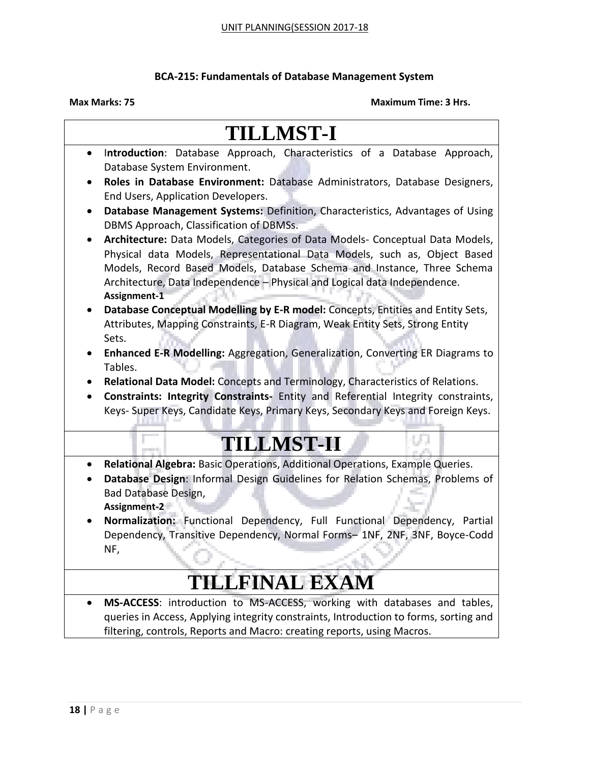UNIT PLANNING(SESSION 2017-18

**BCA-215: Fundamentals of Database Management System**

**Max Marks: 75** **Maximum Time: 3 Hrs.**

# TILLMST-I

- I**ntroduction**: Database Approach, Characteristics of a Database Approach, Database System Environment.
- **Roles in Database Environment:** Database Administrators, Database Designers, End Users, Application Developers.
- **Database Management Systems:** Definition, Characteristics, Advantages of Using DBMS Approach, Classification of DBMSs.
- **Architecture:** Data Models, Categories of Data Models- Conceptual Data Models, Physical data Models, Representational Data Models, such as, Object Based Models, Record Based Models, Database Schema and Instance, Three Schema Architecture, Data Independence – Physical and Logical data Independence.
  **Assignment-1**
- **Database Conceptual Modelling by E-R model:** Concepts, Entities and Entity Sets, Attributes, Mapping Constraints, E-R Diagram, Weak Entity Sets, Strong Entity Sets.
- **Enhanced E-R Modelling:** Aggregation, Generalization, Converting ER Diagrams to Tables.
- **Relational Data Model:** Concepts and Terminology, Characteristics of Relations.
- **Constraints: Integrity Constraints-** Entity and Referential Integrity constraints, Keys- Super Keys, Candidate Keys, Primary Keys, Secondary Keys and Foreign Keys.

# TILLMST-II

- **Relational Algebra:** Basic Operations, Additional Operations, Example Queries.
- **Database Design**: Informal Design Guidelines for Relation Schemas, Problems of Bad Database Design,
  **Assignment-2**
- **Normalization:** Functional Dependency, Full Functional Dependency, Partial Dependency, Transitive Dependency, Normal Forms– 1NF, 2NF, 3NF, Boyce-Codd NF,

# TILLFINAL EXAM

- **MS-ACCESS**: introduction to MS-ACCESS, working with databases and tables, queries in Access, Applying integrity constraints, Introduction to forms, sorting and filtering, controls, Reports and Macro: creating reports, using Macros.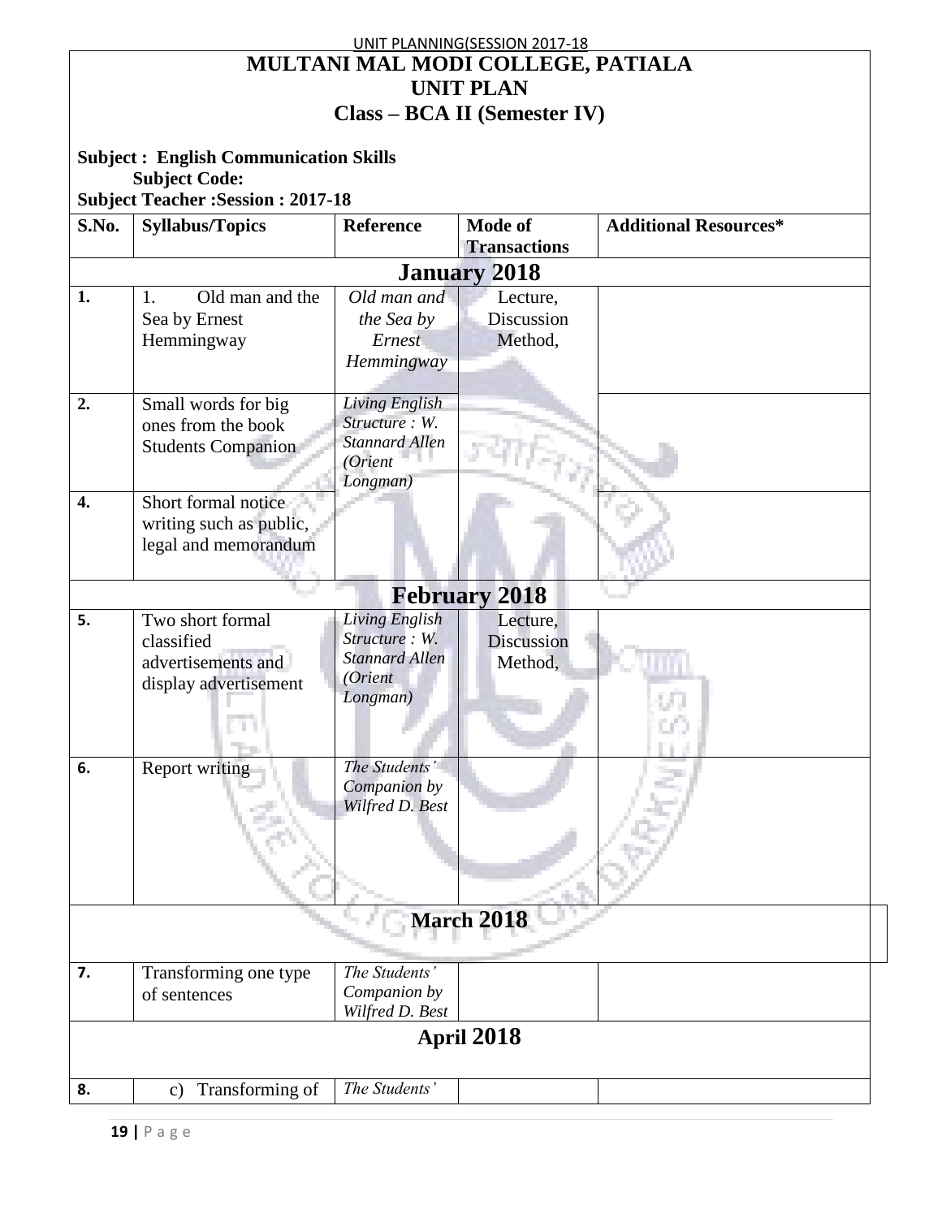# MULTANI MAL MODI COLLEGE, PATIALA
## UNIT PLAN
## Class – BCA II (Semester IV)

**Subject : English Communication Skills**
**Subject Code:**
**Subject Teacher :Session : 2017-18**

| S.No. | Syllabus/Topics | Reference | Mode of Transactions | Additional Resources* |
|---|---|---|---|---|
| **January 2018** | | | | |
| 1. | 1. Old man and the Sea by Ernest Hemmingway | *Old man and the Sea by Ernest Hemmingway* | Lecture, Discussion Method, | |
| 2. | Small words for big ones from the book Students Companion | *Living English Structure : W. Stannard Allen (Orient Longman)* | | |
| 4. | Short formal notice writing such as public, legal and memorandum | | | |
| **February 2018** | | | | |
| 5. | Two short formal classified advertisements and display advertisement | *Living English Structure : W. Stannard Allen (Orient Longman)* | Lecture, Discussion Method, | |
| 6. | Report writing | *The Students' Companion by Wilfred D. Best* | | |
| **March 2018** | | | | |
| 7. | Transforming one type of sentences | *The Students' Companion by Wilfred D. Best* | | |
| **April 2018** | | | | |
| 8. | c) Transforming of | *The Students'* | | |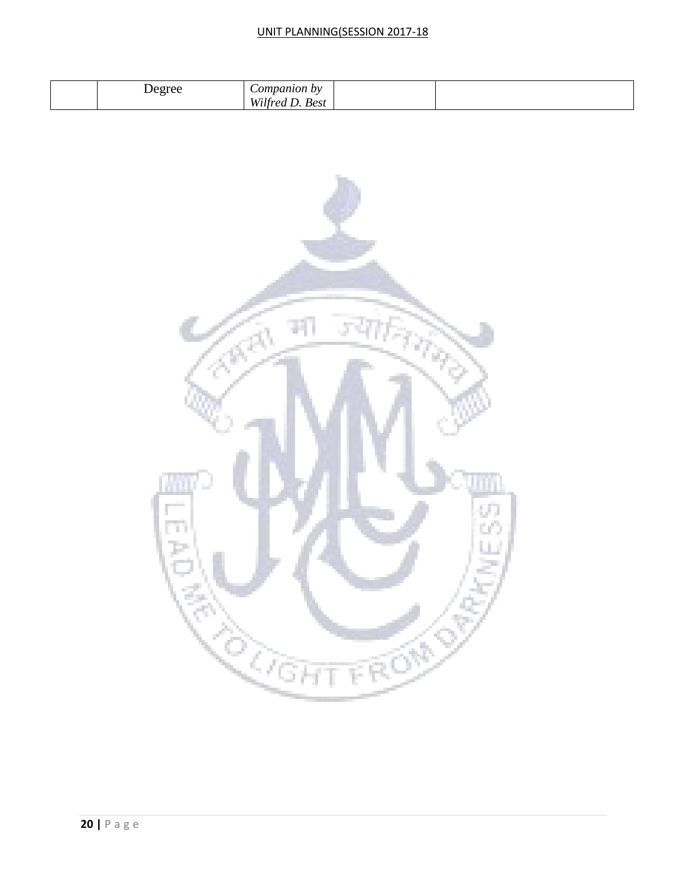|  | Degree | *Companion by Wilfred D. Best* |  |  |
|---|---|---|---|---|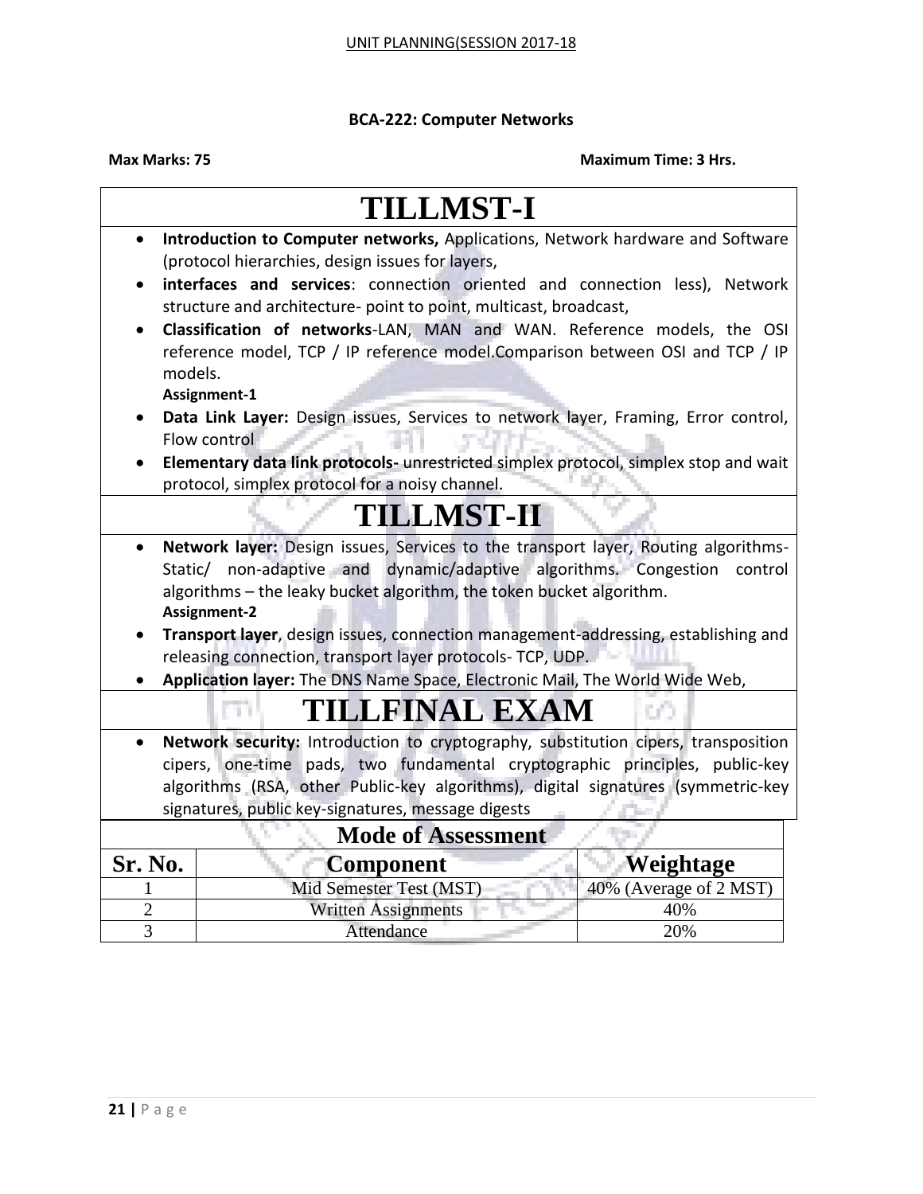UNIT PLANNING(SESSION 2017-18

**BCA-222: Computer Networks**

**Max Marks: 75** **Maximum Time: 3 Hrs.**

# TILLMST-I

- **Introduction to Computer networks,** Applications, Network hardware and Software (protocol hierarchies, design issues for layers,
- **interfaces and services**: connection oriented and connection less), Network structure and architecture- point to point, multicast, broadcast,
- **Classification of networks**-LAN, MAN and WAN. Reference models, the OSI reference model, TCP / IP reference model.Comparison between OSI and TCP / IP models.

  **Assignment-1**
- **Data Link Layer:** Design issues, Services to network layer, Framing, Error control, Flow control
- **Elementary data link protocols-** unrestricted simplex protocol, simplex stop and wait protocol, simplex protocol for a noisy channel.

# TILLMST-II

- **Network layer:** Design issues, Services to the transport layer, Routing algorithms-Static/ non-adaptive and dynamic/adaptive algorithms. Congestion control algorithms – the leaky bucket algorithm, the token bucket algorithm.

  **Assignment-2**
- **Transport layer**, design issues, connection management-addressing, establishing and releasing connection, transport layer protocols- TCP, UDP.
- **Application layer:** The DNS Name Space, Electronic Mail, The World Wide Web,

# TILLFINAL EXAM

- **Network security:** Introduction to cryptography, substitution cipers, transposition cipers, one-time pads, two fundamental cryptographic principles, public-key algorithms (RSA, other Public-key algorithms), digital signatures (symmetric-key signatures, public key-signatures, message digests

**Mode of Assessment**

| Sr. No. | Component | Weightage |
|---|---|---|
| 1 | Mid Semester Test (MST) | 40% (Average of 2 MST) |
| 2 | Written Assignments | 40% |
| 3 | Attendance | 20% |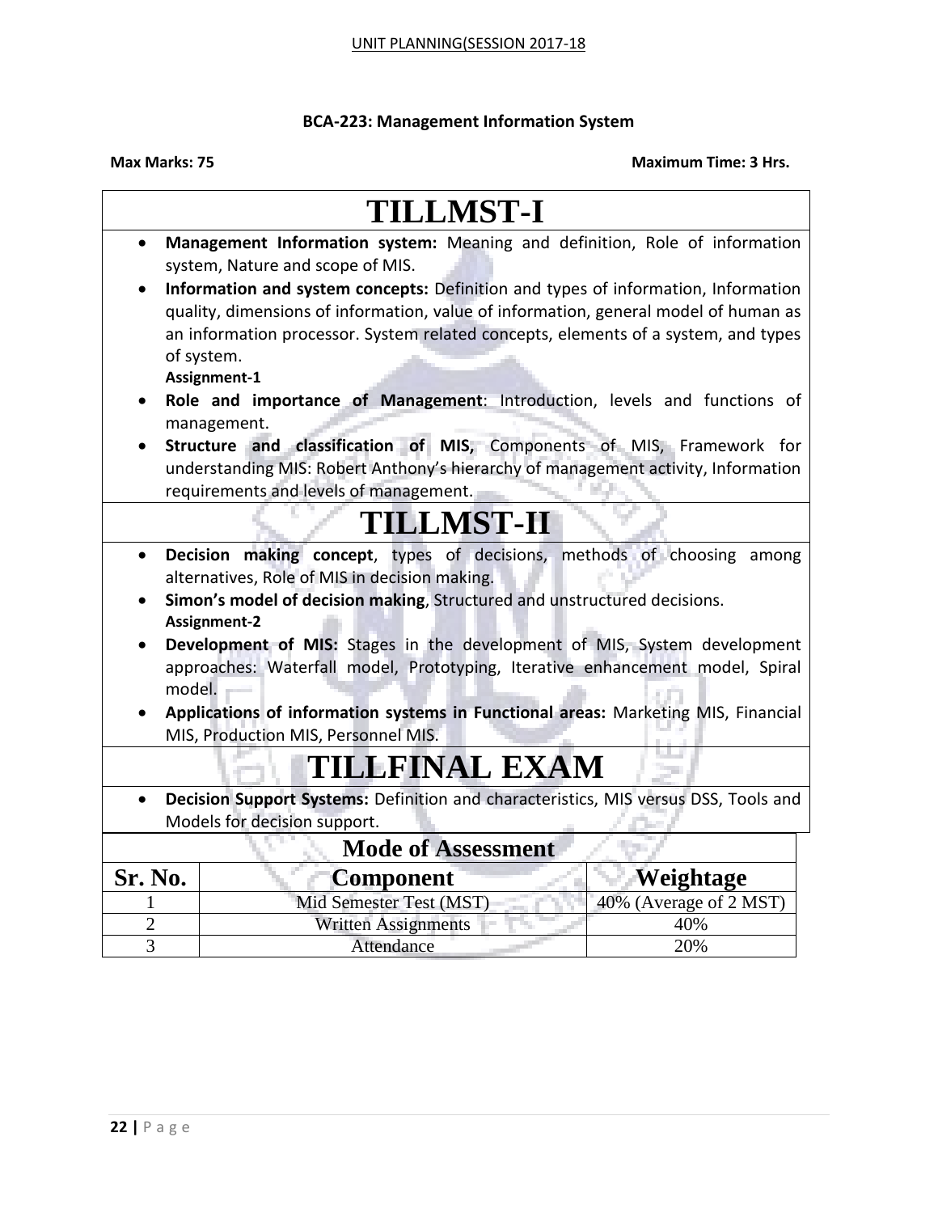## BCA-223: Management Information System

**Max Marks: 75** **Maximum Time: 3 Hrs.**

# TILLMST-I

- **Management Information system:** Meaning and definition, Role of information system, Nature and scope of MIS.
- **Information and system concepts:** Definition and types of information, Information quality, dimensions of information, value of information, general model of human as an information processor. System related concepts, elements of a system, and types of system.
  **Assignment-1**
- **Role and importance of Management**: Introduction, levels and functions of management.
- **Structure and classification of MIS,** Components of MIS, Framework for understanding MIS: Robert Anthony's hierarchy of management activity, Information requirements and levels of management.

# TILLMST-II

- **Decision making concept**, types of decisions, methods of choosing among alternatives, Role of MIS in decision making.
- **Simon's model of decision making**, Structured and unstructured decisions.
  **Assignment-2**
- **Development of MIS:** Stages in the development of MIS, System development approaches: Waterfall model, Prototyping, Iterative enhancement model, Spiral model.
- **Applications of information systems in Functional areas:** Marketing MIS, Financial MIS, Production MIS, Personnel MIS.

# TILLFINAL EXAM

- **Decision Support Systems:** Definition and characteristics, MIS versus DSS, Tools and Models for decision support.

**Mode of Assessment**

| Sr. No. | Component | Weightage |
|---|---|---|
| 1 | Mid Semester Test (MST) | 40% (Average of 2 MST) |
| 2 | Written Assignments | 40% |
| 3 | Attendance | 20% |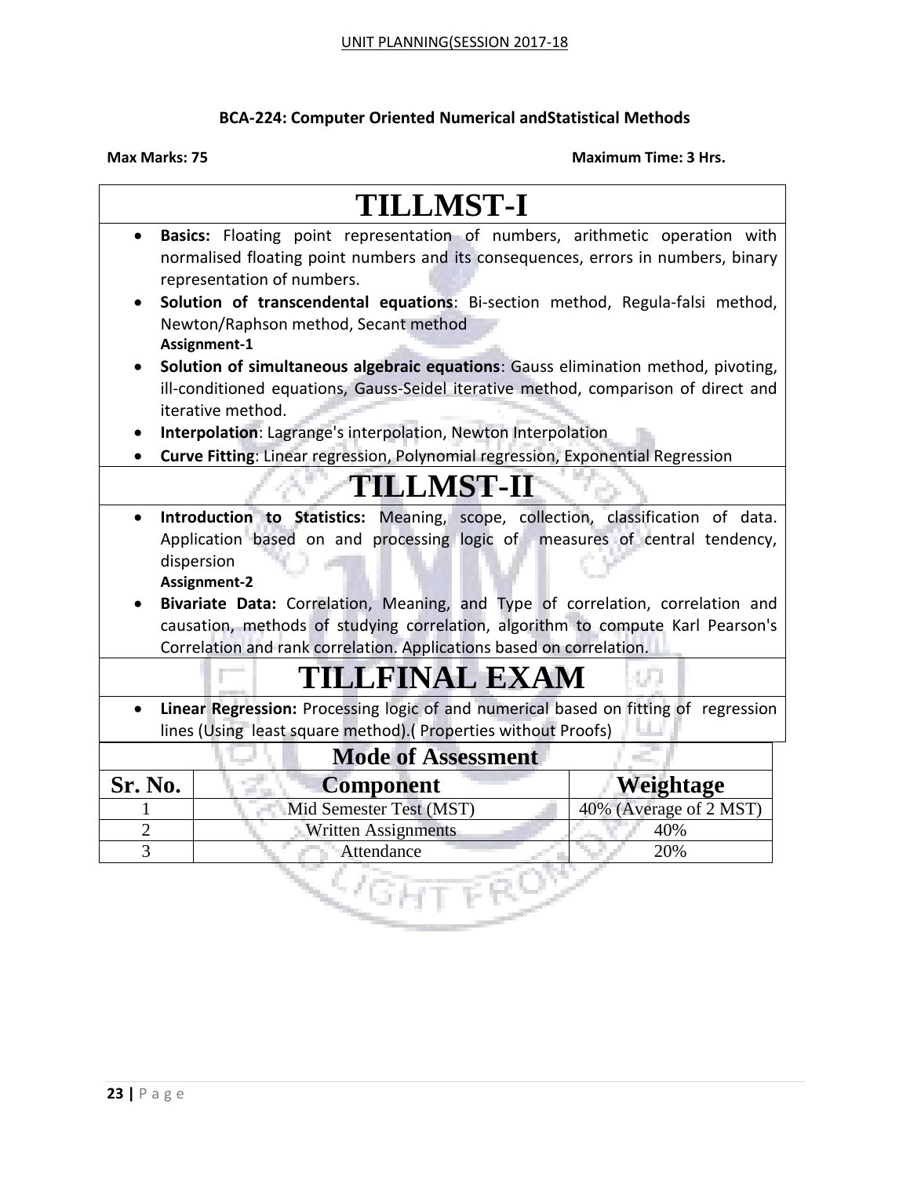UNIT PLANNING(SESSION 2017-18

**BCA-224: Computer Oriented Numerical andStatistical Methods**

**Max Marks: 75** **Maximum Time: 3 Hrs.**

# TILLMST-I

- **Basics:** Floating point representation of numbers, arithmetic operation with normalised floating point numbers and its consequences, errors in numbers, binary representation of numbers.
- **Solution of transcendental equations**: Bi-section method, Regula-falsi method, Newton/Raphson method, Secant method
  **Assignment-1**
- **Solution of simultaneous algebraic equations**: Gauss elimination method, pivoting, ill-conditioned equations, Gauss-Seidel iterative method, comparison of direct and iterative method.
- **Interpolation**: Lagrange's interpolation, Newton Interpolation
- **Curve Fitting**: Linear regression, Polynomial regression, Exponential Regression

# TILLMST-II

- **Introduction to Statistics:** Meaning, scope, collection, classification of data. Application based on and processing logic of measures of central tendency, dispersion
  **Assignment-2**
- **Bivariate Data:** Correlation, Meaning, and Type of correlation, correlation and causation, methods of studying correlation, algorithm to compute Karl Pearson's Correlation and rank correlation. Applications based on correlation.

# TILLFINAL EXAM

- **Linear Regression:** Processing logic of and numerical based on fitting of regression lines (Using least square method).( Properties without Proofs)

**Mode of Assessment**

| Sr. No. | Component | Weightage |
|---|---|---|
| 1 | Mid Semester Test (MST) | 40% (Average of 2 MST) |
| 2 | Written Assignments | 40% |
| 3 | Attendance | 20% |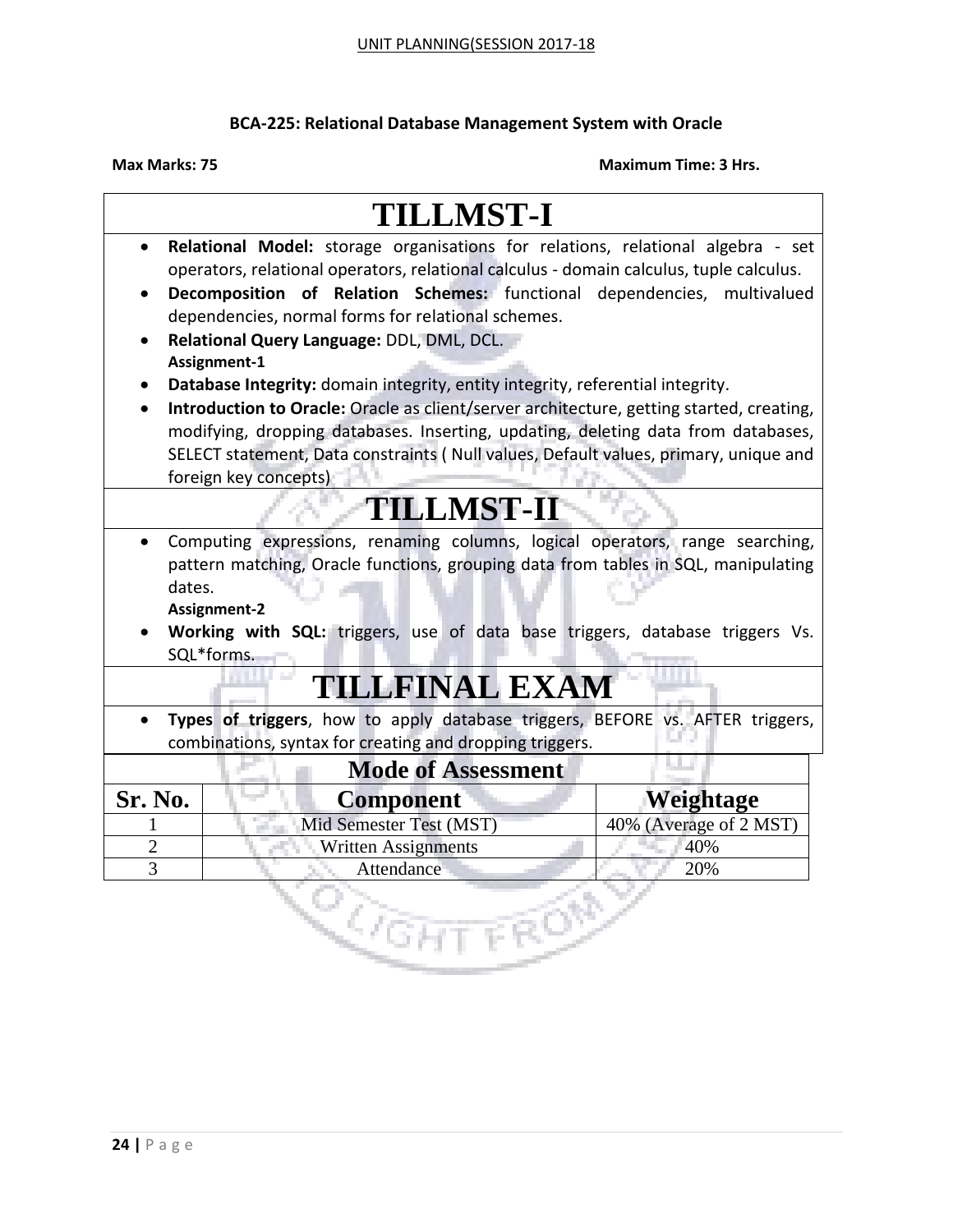UNIT PLANNING(SESSION 2017-18

**BCA-225: Relational Database Management System with Oracle**

**Max Marks: 75** **Maximum Time: 3 Hrs.**

## TILLMST-I

- **Relational Model:** storage organisations for relations, relational algebra - set operators, relational operators, relational calculus - domain calculus, tuple calculus.
- **Decomposition of Relation Schemes:** functional dependencies, multivalued dependencies, normal forms for relational schemes.
- **Relational Query Language:** DDL, DML, DCL.
  **Assignment-1**
- **Database Integrity:** domain integrity, entity integrity, referential integrity.
- **Introduction to Oracle:** Oracle as client/server architecture, getting started, creating, modifying, dropping databases. Inserting, updating, deleting data from databases, SELECT statement, Data constraints ( Null values, Default values, primary, unique and foreign key concepts)

## TILLMST-II

- Computing expressions, renaming columns, logical operators, range searching, pattern matching, Oracle functions, grouping data from tables in SQL, manipulating dates.
  **Assignment-2**
- **Working with SQL:** triggers, use of data base triggers, database triggers Vs. SQL*forms.

## TILLFINAL EXAM

- **Types of triggers**, how to apply database triggers, BEFORE vs. AFTER triggers, combinations, syntax for creating and dropping triggers.

**Mode of Assessment**

| Sr. No. | Component | Weightage |
|---|---|---|
| 1 | Mid Semester Test (MST) | 40% (Average of 2 MST) |
| 2 | Written Assignments | 40% |
| 3 | Attendance | 20% |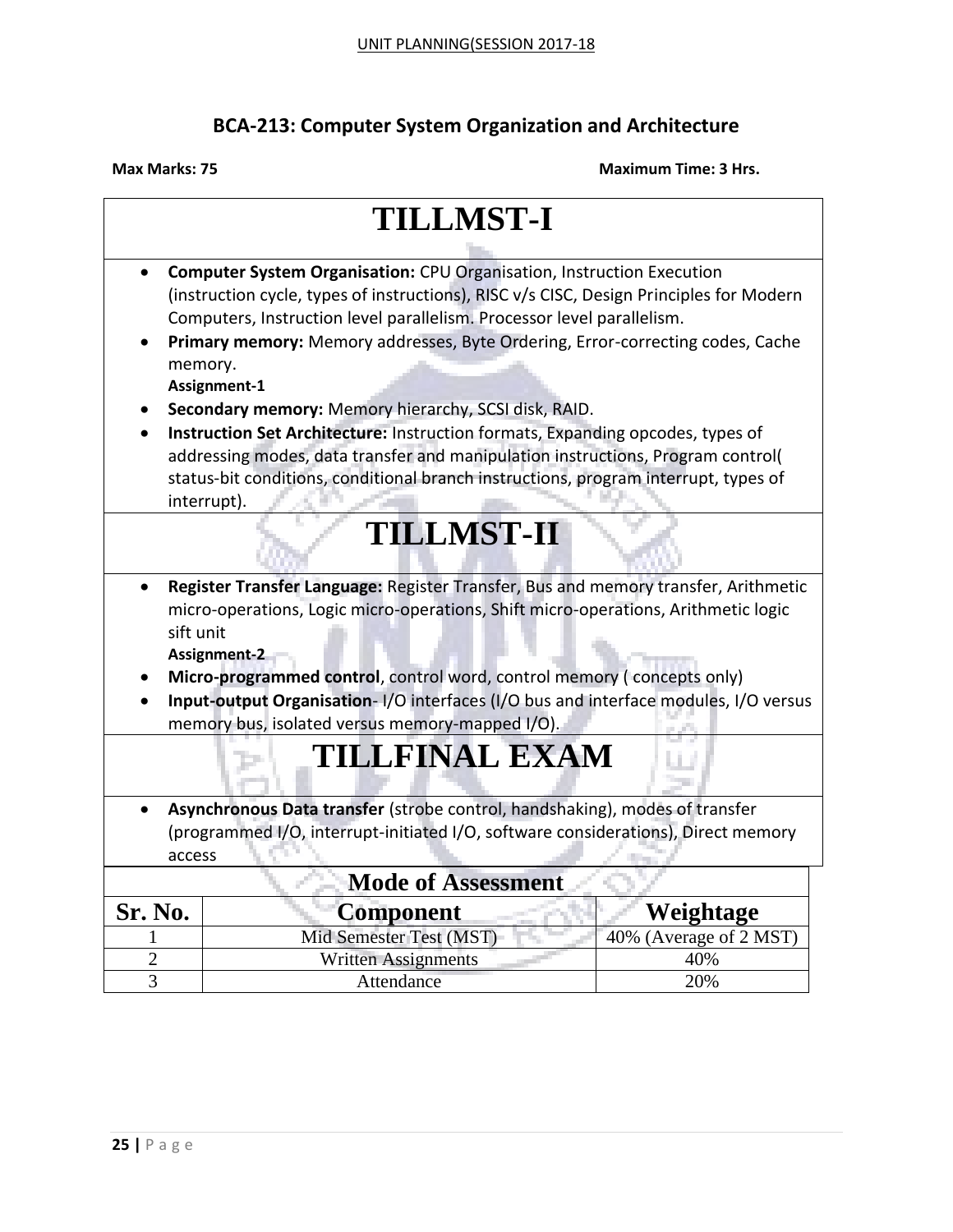## BCA-213: Computer System Organization and Architecture

**Max Marks: 75** **Maximum Time: 3 Hrs.**

# TILLMST-I

- **Computer System Organisation:** CPU Organisation, Instruction Execution (instruction cycle, types of instructions), RISC v/s CISC, Design Principles for Modern Computers, Instruction level parallelism. Processor level parallelism.
- **Primary memory:** Memory addresses, Byte Ordering, Error-correcting codes, Cache memory.
  **Assignment-1**
- **Secondary memory:** Memory hierarchy, SCSI disk, RAID.
- **Instruction Set Architecture:** Instruction formats, Expanding opcodes, types of addressing modes, data transfer and manipulation instructions, Program control( status-bit conditions, conditional branch instructions, program interrupt, types of interrupt).

# TILLMST-II

- **Register Transfer Language:** Register Transfer, Bus and memory transfer, Arithmetic micro-operations, Logic micro-operations, Shift micro-operations, Arithmetic logic sift unit
  **Assignment-2**
- **Micro-programmed control**, control word, control memory ( concepts only)
- **Input-output Organisation**- I/O interfaces (I/O bus and interface modules, I/O versus memory bus, isolated versus memory-mapped I/O).

# TILLFINAL EXAM

- **Asynchronous Data transfer** (strobe control, handshaking), modes of transfer (programmed I/O, interrupt-initiated I/O, software considerations), Direct memory access

**Mode of Assessment**

| Sr. No. | Component | Weightage |
|---|---|---|
| 1 | Mid Semester Test (MST) | 40% (Average of 2 MST) |
| 2 | Written Assignments | 40% |
| 3 | Attendance | 20% |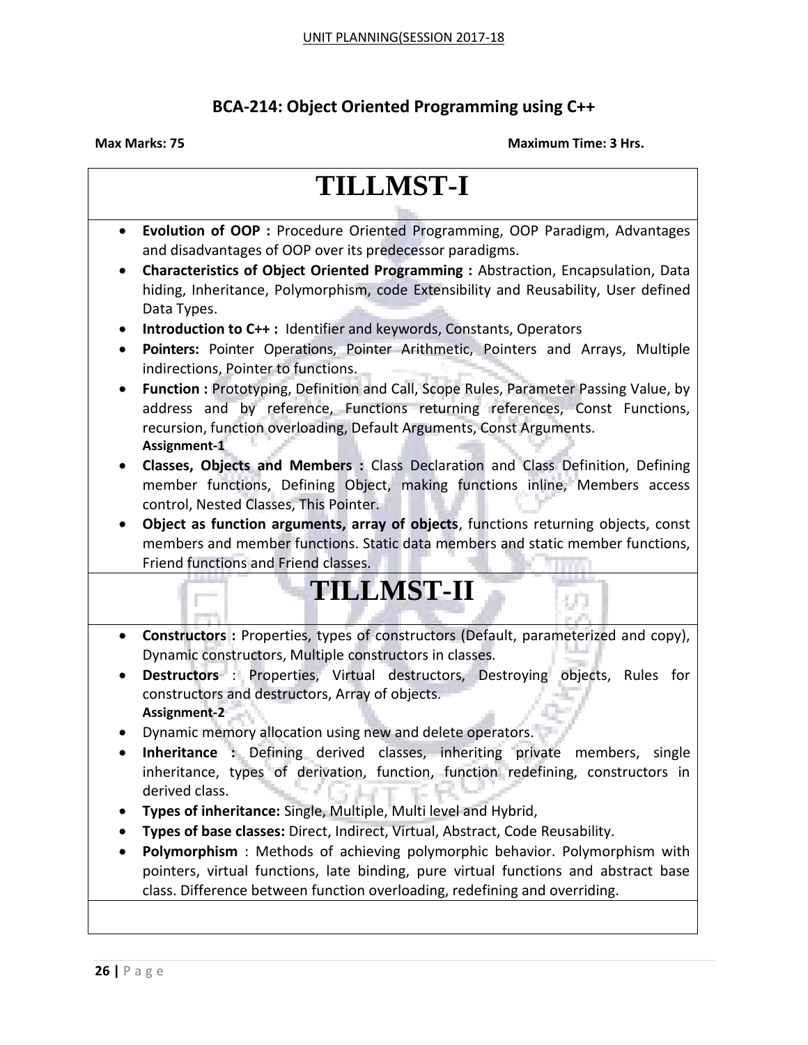## BCA-214: Object Oriented Programming using C++

**Max Marks: 75** **Maximum Time: 3 Hrs.**

# TILLMST-I

- **Evolution of OOP :** Procedure Oriented Programming, OOP Paradigm, Advantages and disadvantages of OOP over its predecessor paradigms.
- **Characteristics of Object Oriented Programming :** Abstraction, Encapsulation, Data hiding, Inheritance, Polymorphism, code Extensibility and Reusability, User defined Data Types.
- **Introduction to C++ :** Identifier and keywords, Constants, Operators
- **Pointers:** Pointer Operations, Pointer Arithmetic, Pointers and Arrays, Multiple indirections, Pointer to functions.
- **Function :** Prototyping, Definition and Call, Scope Rules, Parameter Passing Value, by address and by reference, Functions returning references, Const Functions, recursion, function overloading, Default Arguments, Const Arguments.
  **Assignment-1**
- **Classes, Objects and Members :** Class Declaration and Class Definition, Defining member functions, Defining Object, making functions inline, Members access control, Nested Classes, This Pointer.
- **Object as function arguments, array of objects**, functions returning objects, const members and member functions. Static data members and static member functions, Friend functions and Friend classes.

# TILLMST-II

- **Constructors :** Properties, types of constructors (Default, parameterized and copy), Dynamic constructors, Multiple constructors in classes.
- **Destructors** : Properties, Virtual destructors, Destroying objects, Rules for constructors and destructors, Array of objects.
  **Assignment-2**
- Dynamic memory allocation using new and delete operators.
- **Inheritance :** Defining derived classes, inheriting private members, single inheritance, types of derivation, function, function redefining, constructors in derived class.
- **Types of inheritance:** Single, Multiple, Multi level and Hybrid,
- **Types of base classes:** Direct, Indirect, Virtual, Abstract, Code Reusability.
- **Polymorphism** : Methods of achieving polymorphic behavior. Polymorphism with pointers, virtual functions, late binding, pure virtual functions and abstract base class. Difference between function overloading, redefining and overriding.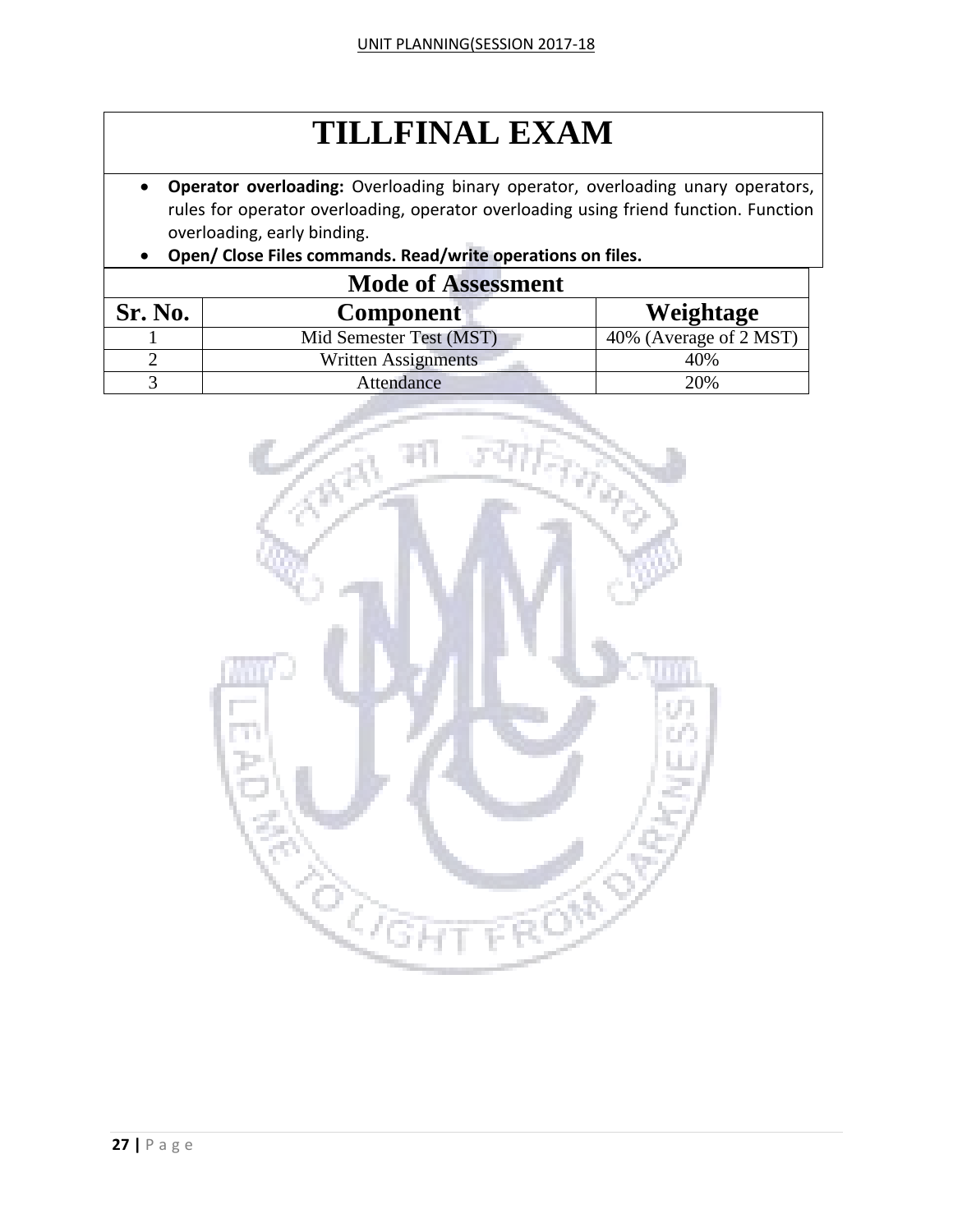# TILLFINAL EXAM

- **Operator overloading:** Overloading binary operator, overloading unary operators, rules for operator overloading, operator overloading using friend function. Function overloading, early binding.
- **Open/ Close Files commands. Read/write operations on files.**

| Mode of Assessment | | |
|---|---|---|
| **Sr. No.** | **Component** | **Weightage** |
| 1 | Mid Semester Test (MST) | 40% (Average of 2 MST) |
| 2 | Written Assignments | 40% |
| 3 | Attendance | 20% |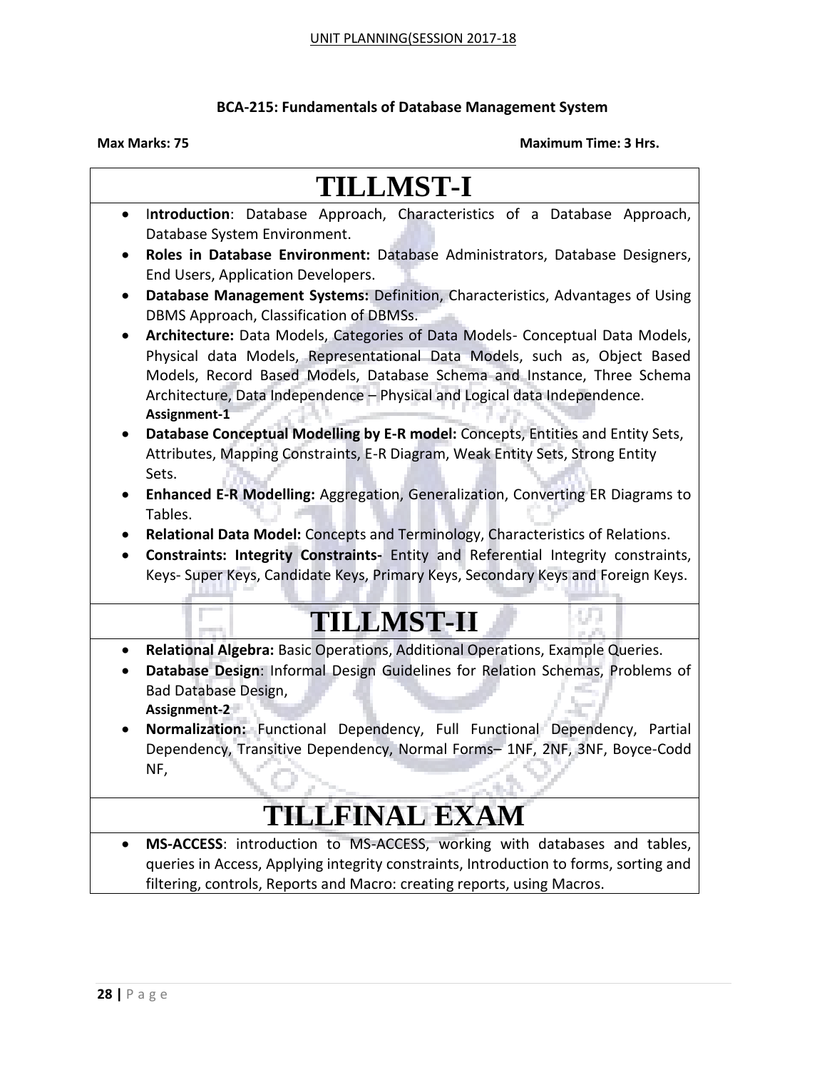### BCA-215: Fundamentals of Database Management System

**Max Marks: 75** **Maximum Time: 3 Hrs.**

# TILLMST-I

- **Introduction**: Database Approach, Characteristics of a Database Approach, Database System Environment.
- **Roles in Database Environment:** Database Administrators, Database Designers, End Users, Application Developers.
- **Database Management Systems:** Definition, Characteristics, Advantages of Using DBMS Approach, Classification of DBMSs.
- **Architecture:** Data Models, Categories of Data Models- Conceptual Data Models, Physical data Models, Representational Data Models, such as, Object Based Models, Record Based Models, Database Schema and Instance, Three Schema Architecture, Data Independence – Physical and Logical data Independence.
  **Assignment-1**
- **Database Conceptual Modelling by E-R model:** Concepts, Entities and Entity Sets, Attributes, Mapping Constraints, E-R Diagram, Weak Entity Sets, Strong Entity Sets.
- **Enhanced E-R Modelling:** Aggregation, Generalization, Converting ER Diagrams to Tables.
- **Relational Data Model:** Concepts and Terminology, Characteristics of Relations.
- **Constraints: Integrity Constraints-** Entity and Referential Integrity constraints, Keys- Super Keys, Candidate Keys, Primary Keys, Secondary Keys and Foreign Keys.

# TILLMST-II

- **Relational Algebra:** Basic Operations, Additional Operations, Example Queries.
- **Database Design**: Informal Design Guidelines for Relation Schemas, Problems of Bad Database Design,
  **Assignment-2**
- **Normalization:** Functional Dependency, Full Functional Dependency, Partial Dependency, Transitive Dependency, Normal Forms– 1NF, 2NF, 3NF, Boyce-Codd NF,

# TILLFINAL EXAM

- **MS-ACCESS**: introduction to MS-ACCESS, working with databases and tables, queries in Access, Applying integrity constraints, Introduction to forms, sorting and filtering, controls, Reports and Macro: creating reports, using Macros.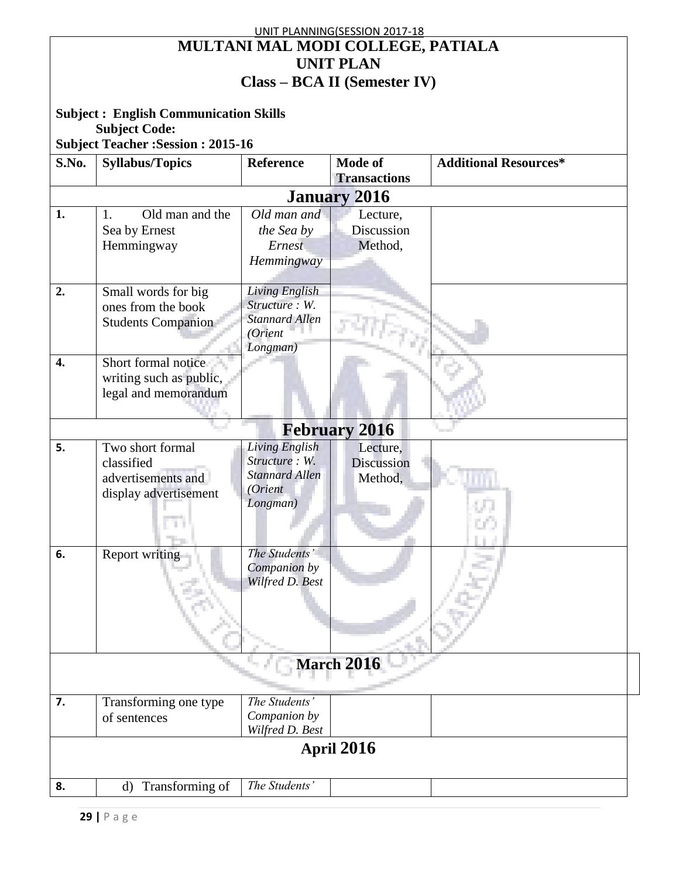# MULTANI MAL MODI COLLEGE, PATIALA

## UNIT PLAN

### Class – BCA II (Semester IV)

**Subject : English Communication Skills**
**Subject Code:**
**Subject Teacher :Session : 2015-16**

| S.No. | Syllabus/Topics | Reference | Mode of Transactions | Additional Resources* |
|---|---|---|---|---|
| **January 2016** | | | | |
| 1. | 1. Old man and the Sea by Ernest Hemmingway | *Old man and the Sea by Ernest Hemmingway* | Lecture, Discussion Method, | |
| 2. | Small words for big ones from the book Students Companion | *Living English Structure : W. Stannard Allen (Orient Longman)* | | |
| 4. | Short formal notice writing such as public, legal and memorandum | | | |
| **February 2016** | | | | |
| 5. | Two short formal classified advertisements and display advertisement | *Living English Structure : W. Stannard Allen (Orient Longman)* | Lecture, Discussion Method, | |
| 6. | Report writing | *The Students' Companion by Wilfred D. Best* | | |
| **March 2016** | | | | |
| 7. | Transforming one type of sentences | *The Students' Companion by Wilfred D. Best* | | |
| **April 2016** | | | | |
| 8. | d) Transforming of | *The Students'* | | |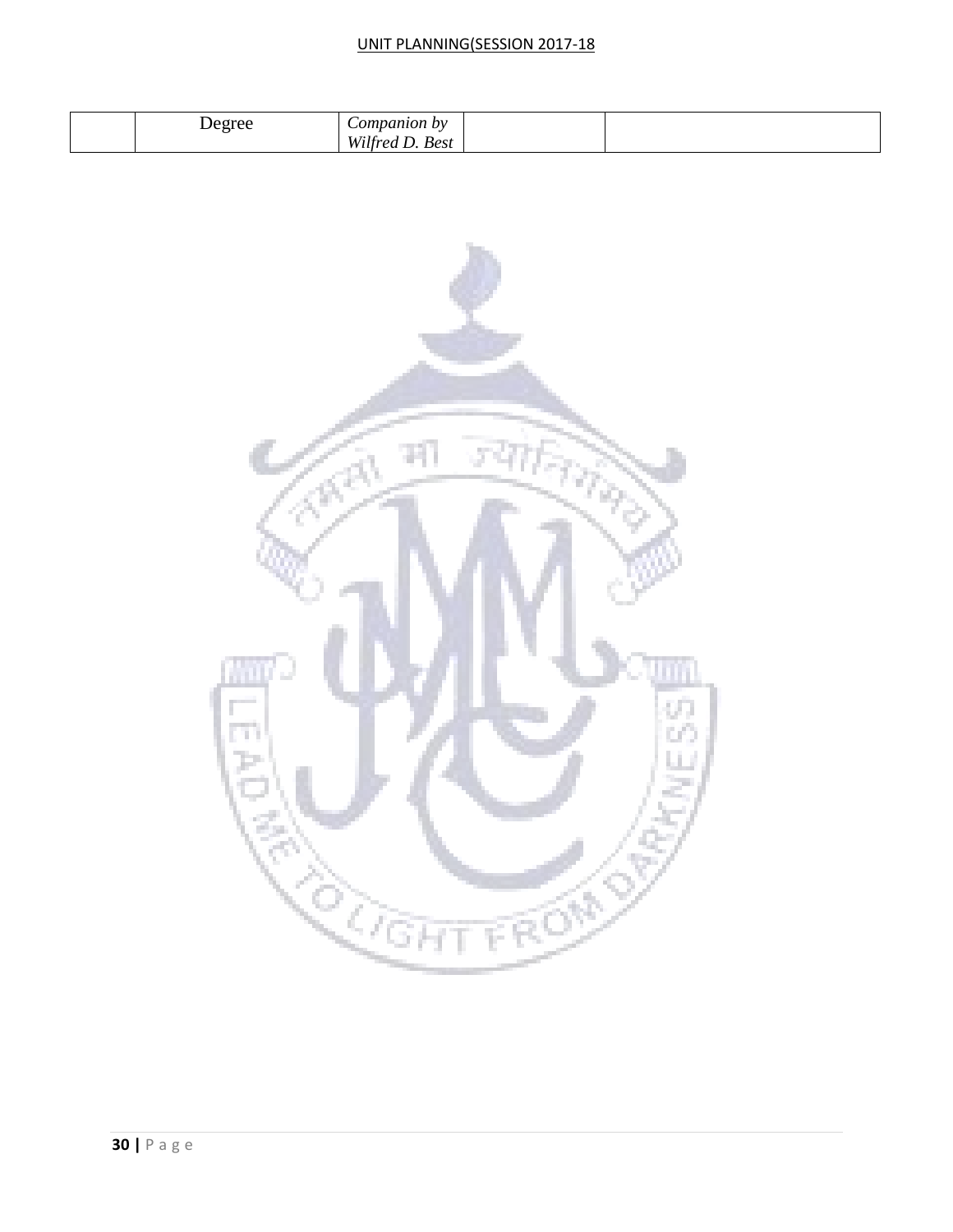|  | Degree | *Companion by Wilfred D. Best* |  |  |
|---|---|---|---|---|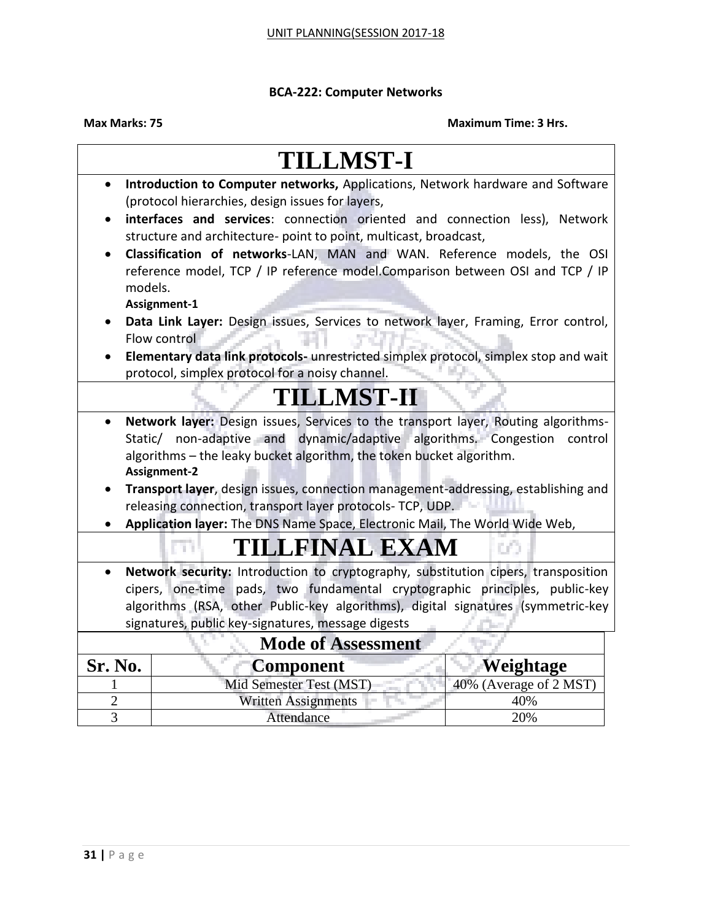UNIT PLANNING(SESSION 2017-18

**BCA-222: Computer Networks**

**Max Marks: 75** **Maximum Time: 3 Hrs.**

# TILLMST-I

- **Introduction to Computer networks,** Applications, Network hardware and Software (protocol hierarchies, design issues for layers,
- **interfaces and services**: connection oriented and connection less), Network structure and architecture- point to point, multicast, broadcast,
- **Classification of networks**-LAN, MAN and WAN. Reference models, the OSI reference model, TCP / IP reference model.Comparison between OSI and TCP / IP models.

  **Assignment-1**
- **Data Link Layer:** Design issues, Services to network layer, Framing, Error control, Flow control
- **Elementary data link protocols-** unrestricted simplex protocol, simplex stop and wait protocol, simplex protocol for a noisy channel.

# TILLMST-II

- **Network layer:** Design issues, Services to the transport layer, Routing algorithms- Static/ non-adaptive and dynamic/adaptive algorithms. Congestion control algorithms – the leaky bucket algorithm, the token bucket algorithm.

  **Assignment-2**
- **Transport layer**, design issues, connection management-addressing, establishing and releasing connection, transport layer protocols- TCP, UDP.
- **Application layer:** The DNS Name Space, Electronic Mail, The World Wide Web,

# TILLFINAL EXAM

- **Network security:** Introduction to cryptography, substitution cipers, transposition cipers, one-time pads, two fundamental cryptographic principles, public-key algorithms (RSA, other Public-key algorithms), digital signatures (symmetric-key signatures, public key-signatures, message digests

## Mode of Assessment

| Sr. No. | Component | Weightage |
|---|---|---|
| 1 | Mid Semester Test (MST) | 40% (Average of 2 MST) |
| 2 | Written Assignments | 40% |
| 3 | Attendance | 20% |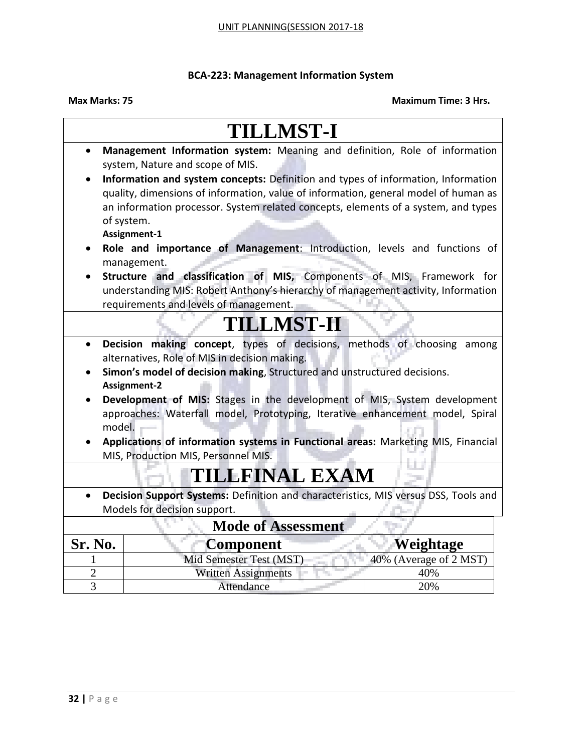**BCA-223: Management Information System**

**Max Marks: 75** **Maximum Time: 3 Hrs.**

# TILLMST-I

- **Management Information system:** Meaning and definition, Role of information system, Nature and scope of MIS.
- **Information and system concepts:** Definition and types of information, Information quality, dimensions of information, value of information, general model of human as an information processor. System related concepts, elements of a system, and types of system.
  **Assignment-1**
- **Role and importance of Management**: Introduction, levels and functions of management.
- **Structure and classification of MIS,** Components of MIS, Framework for understanding MIS: Robert Anthony's hierarchy of management activity, Information requirements and levels of management.

# TILLMST-II

- **Decision making concept**, types of decisions, methods of choosing among alternatives, Role of MIS in decision making.
- **Simon's model of decision making**, Structured and unstructured decisions.
  **Assignment-2**
- **Development of MIS:** Stages in the development of MIS, System development approaches: Waterfall model, Prototyping, Iterative enhancement model, Spiral model.
- **Applications of information systems in Functional areas:** Marketing MIS, Financial MIS, Production MIS, Personnel MIS.

# TILLFINAL EXAM

- **Decision Support Systems:** Definition and characteristics, MIS versus DSS, Tools and Models for decision support.

**Mode of Assessment**

| Sr. No. | Component | Weightage |
|---|---|---|
| 1 | Mid Semester Test (MST) | 40% (Average of 2 MST) |
| 2 | Written Assignments | 40% |
| 3 | Attendance | 20% |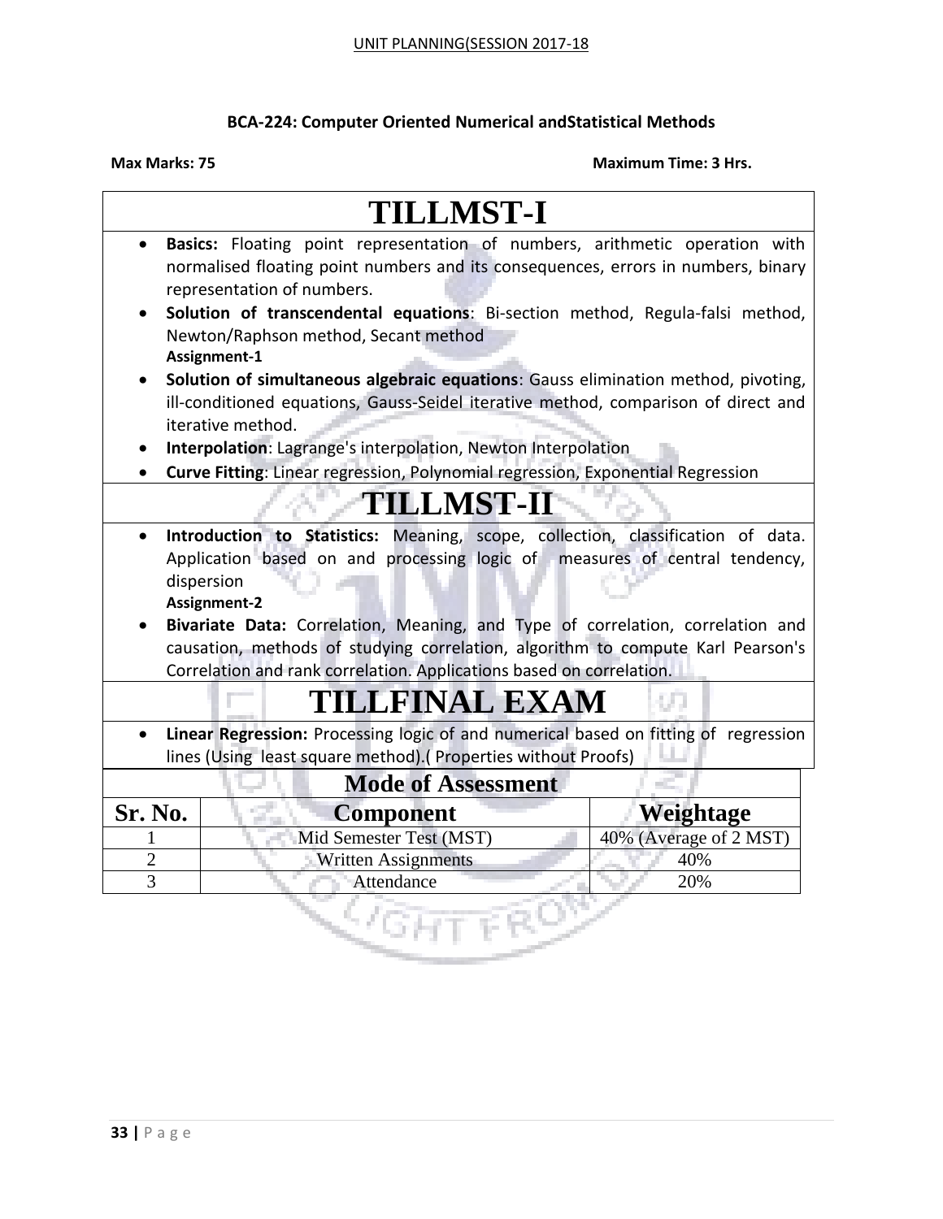**BCA-224: Computer Oriented Numerical andStatistical Methods**

**Max Marks: 75** **Maximum Time: 3 Hrs.**

# TILLMST-I

- **Basics:** Floating point representation of numbers, arithmetic operation with normalised floating point numbers and its consequences, errors in numbers, binary representation of numbers.
- **Solution of transcendental equations**: Bi-section method, Regula-falsi method, Newton/Raphson method, Secant method
  **Assignment-1**
- **Solution of simultaneous algebraic equations**: Gauss elimination method, pivoting, ill-conditioned equations, Gauss-Seidel iterative method, comparison of direct and iterative method.
- **Interpolation**: Lagrange's interpolation, Newton Interpolation
- **Curve Fitting**: Linear regression, Polynomial regression, Exponential Regression

# TILLMST-II

- **Introduction to Statistics:** Meaning, scope, collection, classification of data. Application based on and processing logic of measures of central tendency, dispersion
  **Assignment-2**
- **Bivariate Data:** Correlation, Meaning, and Type of correlation, correlation and causation, methods of studying correlation, algorithm to compute Karl Pearson's Correlation and rank correlation. Applications based on correlation.

# TILLFINAL EXAM

- **Linear Regression:** Processing logic of and numerical based on fitting of regression lines (Using least square method).( Properties without Proofs)

**Mode of Assessment**

| Sr. No. | Component | Weightage |
|---|---|---|
| 1 | Mid Semester Test (MST) | 40% (Average of 2 MST) |
| 2 | Written Assignments | 40% |
| 3 | Attendance | 20% |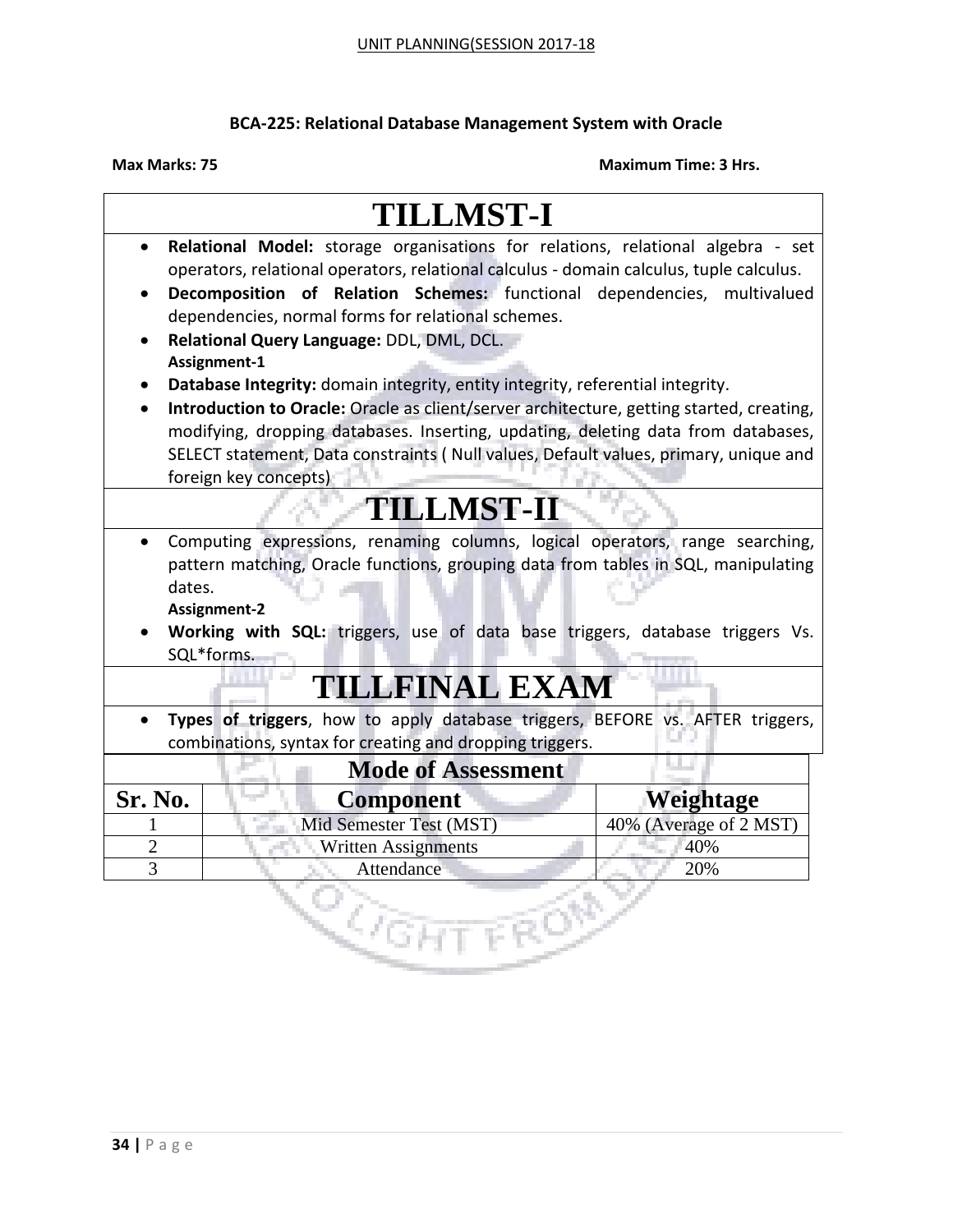UNIT PLANNING(SESSION 2017-18

### BCA-225: Relational Database Management System with Oracle

**Max Marks: 75** **Maximum Time: 3 Hrs.**

# TILLMST-I

- **Relational Model:** storage organisations for relations, relational algebra - set operators, relational operators, relational calculus - domain calculus, tuple calculus.
- **Decomposition of Relation Schemes:** functional dependencies, multivalued dependencies, normal forms for relational schemes.
- **Relational Query Language:** DDL, DML, DCL.
  **Assignment-1**
- **Database Integrity:** domain integrity, entity integrity, referential integrity.
- **Introduction to Oracle:** Oracle as client/server architecture, getting started, creating, modifying, dropping databases. Inserting, updating, deleting data from databases, SELECT statement, Data constraints ( Null values, Default values, primary, unique and foreign key concepts)

# TILLMST-II

- Computing expressions, renaming columns, logical operators, range searching, pattern matching, Oracle functions, grouping data from tables in SQL, manipulating dates.
  **Assignment-2**
- **Working with SQL:** triggers, use of data base triggers, database triggers Vs. SQL*forms.

# TILLFINAL EXAM

- **Types of triggers**, how to apply database triggers, BEFORE vs. AFTER triggers, combinations, syntax for creating and dropping triggers.

## Mode of Assessment

| Sr. No. | Component | Weightage |
|---|---|---|
| 1 | Mid Semester Test (MST) | 40% (Average of 2 MST) |
| 2 | Written Assignments | 40% |
| 3 | Attendance | 20% |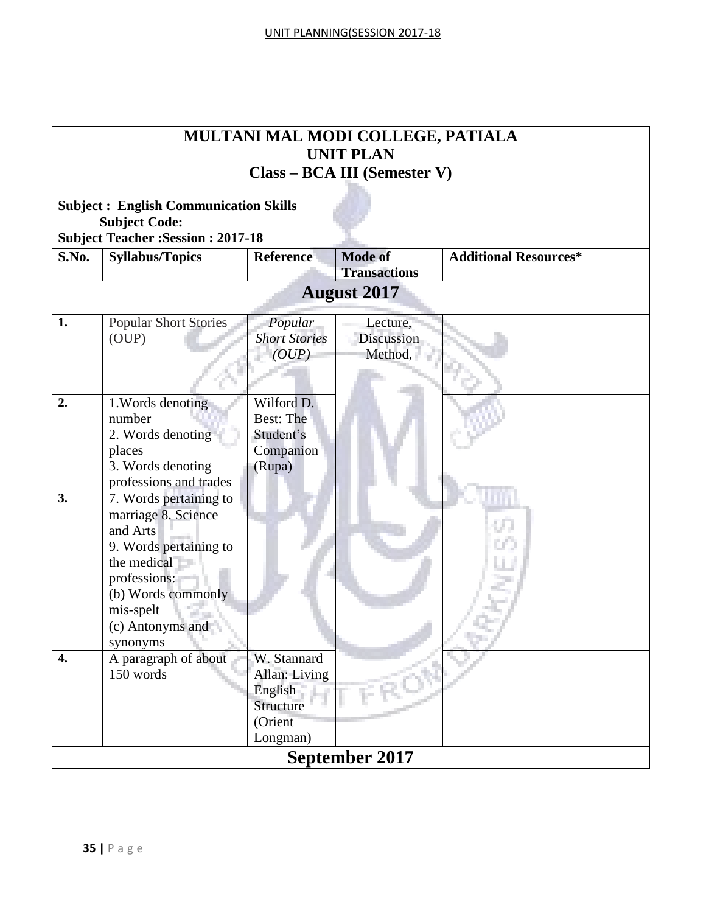# MULTANI MAL MODI COLLEGE, PATIALA
## UNIT PLAN
## Class – BCA III (Semester V)

**Subject : English Communication Skills**
**Subject Code:**
**Subject Teacher :Session : 2017-18**

| S.No. | Syllabus/Topics | Reference | Mode of Transactions | Additional Resources* |
|---|---|---|---|---|
| **August 2017** | | | | |
| **1.** | Popular Short Stories (OUP) | *Popular Short Stories (OUP)* | Lecture, Discussion Method, | |
| **2.** | 1.Words denoting number<br>2. Words denoting places<br>3. Words denoting professions and trades | Wilford D. Best: The Student's Companion (Rupa) | | |
| **3.** | 7. Words pertaining to marriage 8. Science and Arts<br>9. Words pertaining to the medical professions:<br>(b) Words commonly mis-spelt<br>(c) Antonyms and synonyms | | | |
| **4.** | A paragraph of about 150 words | W. Stannard Allan: Living English Structure (Orient Longman) | | |
| **September 2017** | | | | |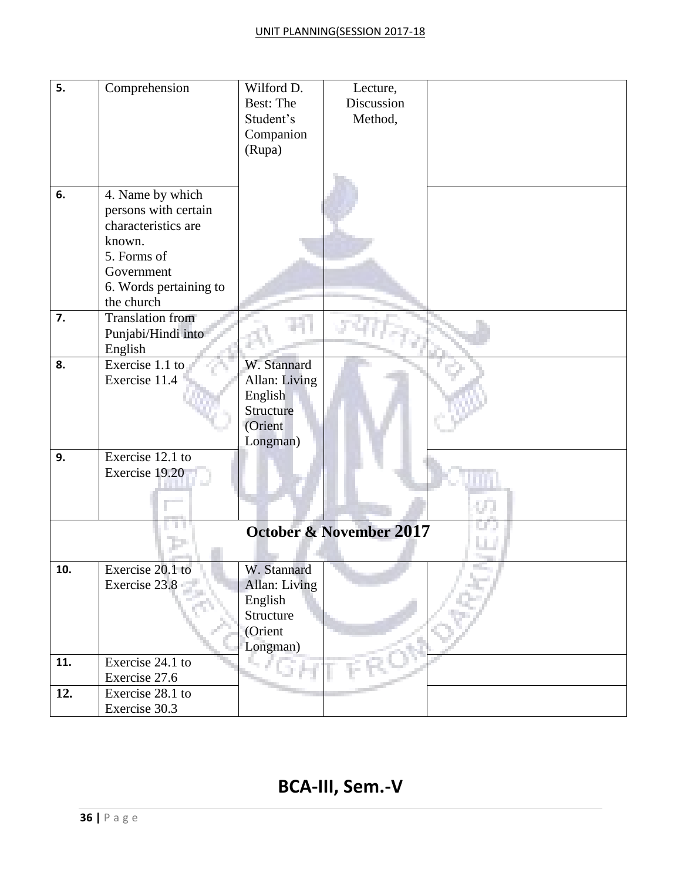| 5. | Comprehension | Wilford D. Best: The Student's Companion (Rupa) | Lecture, Discussion Method, | |
|---|---|---|---|---|
| 6. | 4. Name by which persons with certain characteristics are known.<br>5. Forms of Government<br>6. Words pertaining to the church | | | |
| 7. | Translation from Punjabi/Hindi into English | | | |
| 8. | Exercise 1.1 to Exercise 11.4 | W. Stannard Allan: Living English Structure (Orient Longman) | | |
| 9. | Exercise 12.1 to Exercise 19.20 | | | |
| **October & November 2017** | | | | |
| 10. | Exercise 20.1 to Exercise 23.8 | W. Stannard Allan: Living English Structure (Orient Longman) | | |
| 11. | Exercise 24.1 to Exercise 27.6 | | | |
| 12. | Exercise 28.1 to Exercise 30.3 | | | |

## BCA-III, Sem.-V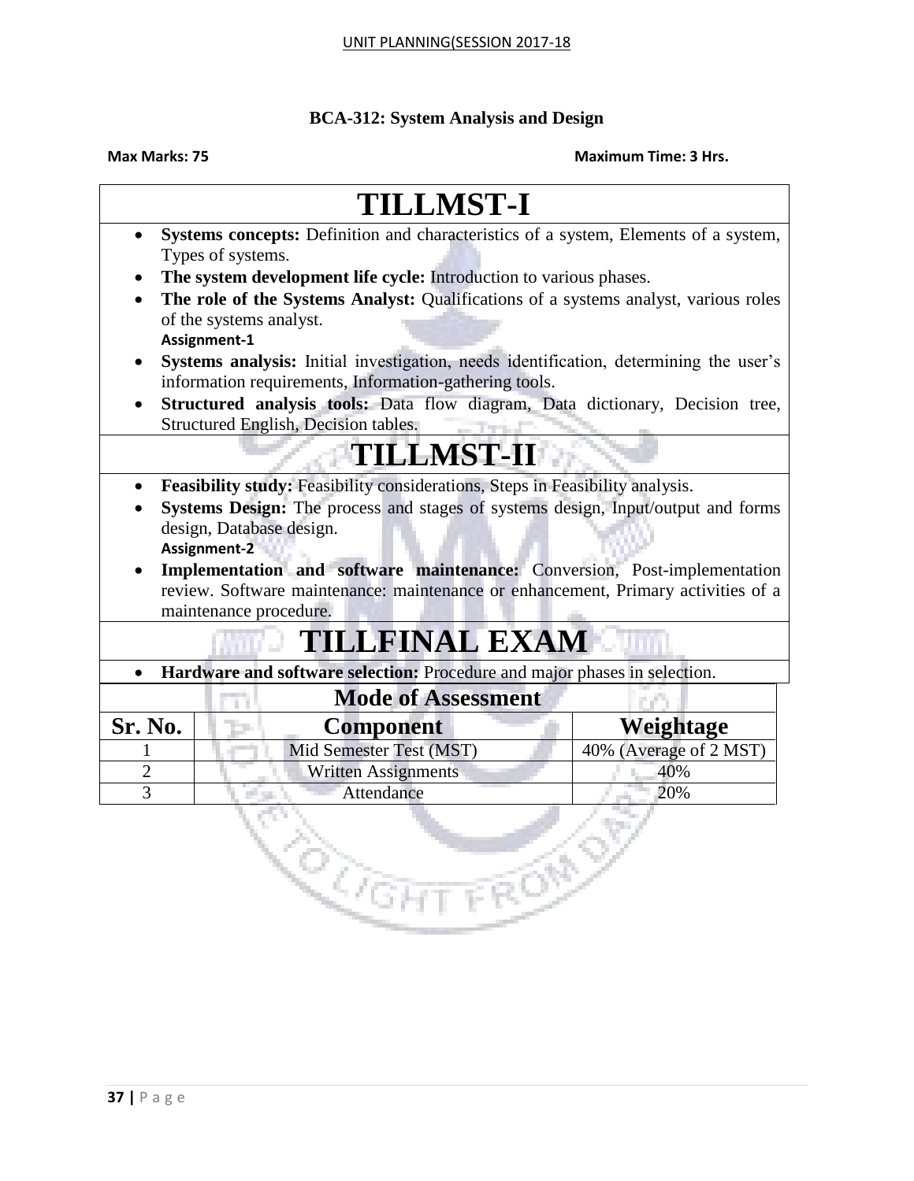## BCA-312: System Analysis and Design

**Max Marks: 75** **Maximum Time: 3 Hrs.**

# TILLMST-I

- **Systems concepts:** Definition and characteristics of a system, Elements of a system, Types of systems.
- **The system development life cycle:** Introduction to various phases.
- **The role of the Systems Analyst:** Qualifications of a systems analyst, various roles of the systems analyst.
  **Assignment-1**
- **Systems analysis:** Initial investigation, needs identification, determining the user's information requirements, Information-gathering tools.
- **Structured analysis tools:** Data flow diagram, Data dictionary, Decision tree, Structured English, Decision tables.

# TILLMST-II

- **Feasibility study:** Feasibility considerations, Steps in Feasibility analysis.
- **Systems Design:** The process and stages of systems design, Input/output and forms design, Database design.
  **Assignment-2**
- **Implementation and software maintenance:** Conversion, Post-implementation review. Software maintenance: maintenance or enhancement, Primary activities of a maintenance procedure.

# TILLFINAL EXAM

- **Hardware and software selection:** Procedure and major phases in selection.

### Mode of Assessment

| Sr. No. | Component | Weightage |
|---|---|---|
| 1 | Mid Semester Test (MST) | 40% (Average of 2 MST) |
| 2 | Written Assignments | 40% |
| 3 | Attendance | 20% |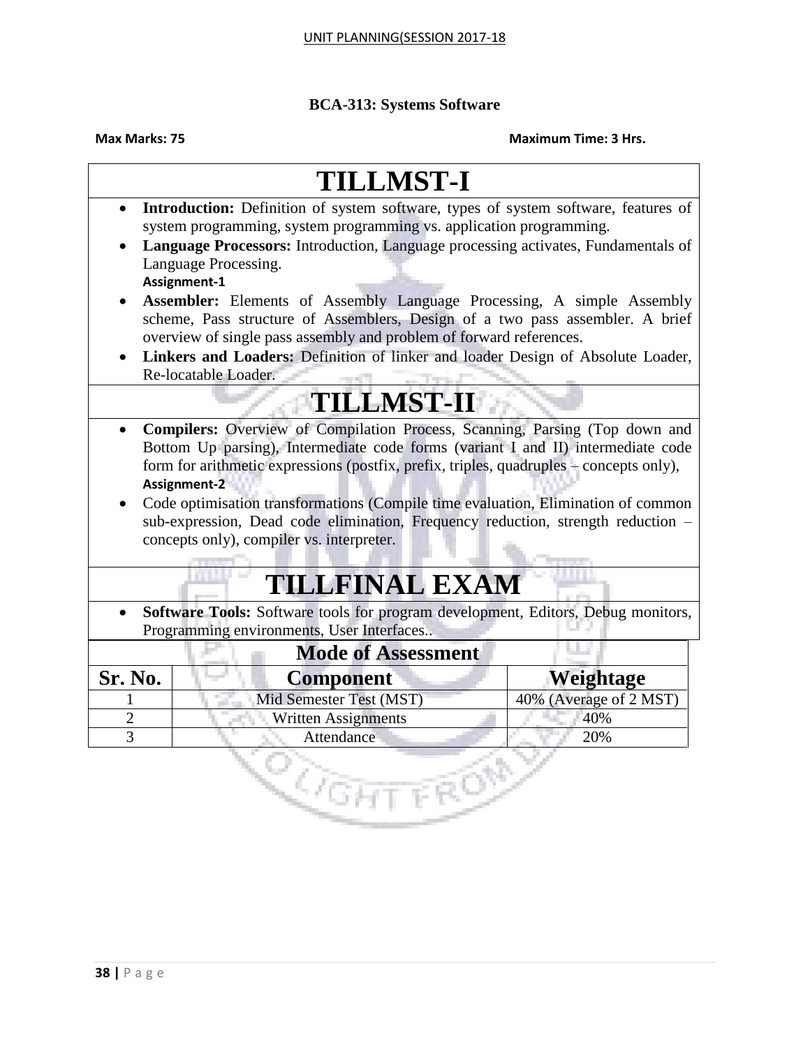BCA-313: Systems Software

**Max Marks: 75** **Maximum Time: 3 Hrs.**

# TILLMST-I

- **Introduction:** Definition of system software, types of system software, features of system programming, system programming vs. application programming.
- **Language Processors:** Introduction, Language processing activates, Fundamentals of Language Processing.
  **Assignment-1**
- **Assembler:** Elements of Assembly Language Processing, A simple Assembly scheme, Pass structure of Assemblers, Design of a two pass assembler. A brief overview of single pass assembly and problem of forward references.
- **Linkers and Loaders:** Definition of linker and loader Design of Absolute Loader, Re-locatable Loader.

# TILLMST-II

- **Compilers:** Overview of Compilation Process, Scanning, Parsing (Top down and Bottom Up parsing), Intermediate code forms (variant I and II) intermediate code form for arithmetic expressions (postfix, prefix, triples, quadruples – concepts only),
  **Assignment-2**
- Code optimisation transformations (Compile time evaluation, Elimination of common sub-expression, Dead code elimination, Frequency reduction, strength reduction – concepts only), compiler vs. interpreter.

# TILLFINAL EXAM

- **Software Tools:** Software tools for program development, Editors, Debug monitors, Programming environments, User Interfaces..

**Mode of Assessment**

| Sr. No. | Component | Weightage |
|---|---|---|
| 1 | Mid Semester Test (MST) | 40% (Average of 2 MST) |
| 2 | Written Assignments | 40% |
| 3 | Attendance | 20% |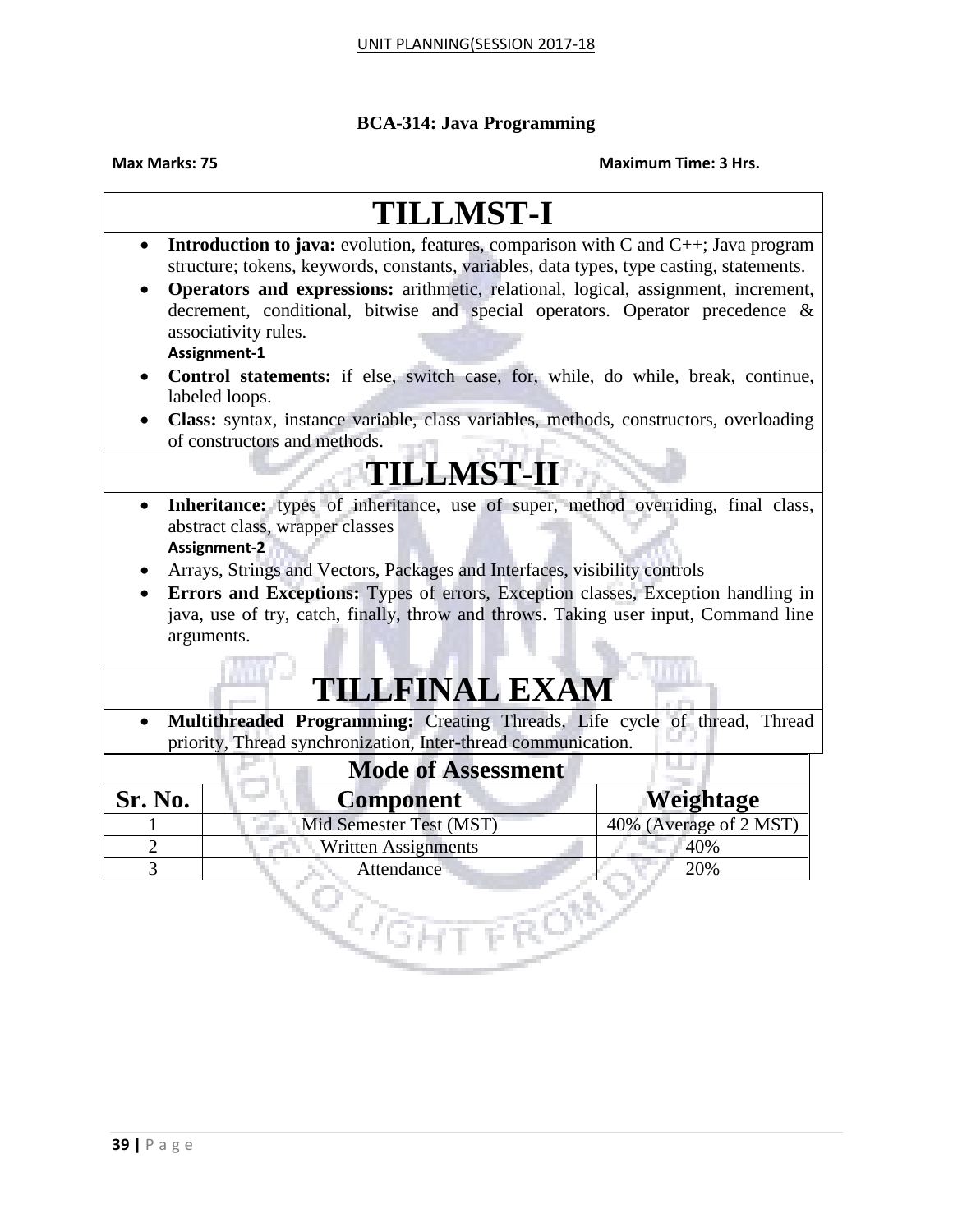UNIT PLANNING(SESSION 2017-18

**BCA-314: Java Programming**

**Max Marks: 75** **Maximum Time: 3 Hrs.**

# TILLMST-I

- **Introduction to java:** evolution, features, comparison with C and C++; Java program structure; tokens, keywords, constants, variables, data types, type casting, statements.
- **Operators and expressions:** arithmetic, relational, logical, assignment, increment, decrement, conditional, bitwise and special operators. Operator precedence & associativity rules.
  **Assignment-1**
- **Control statements:** if else, switch case, for, while, do while, break, continue, labeled loops.
- **Class:** syntax, instance variable, class variables, methods, constructors, overloading of constructors and methods.

# TILLMST-II

- **Inheritance:** types of inheritance, use of super, method overriding, final class, abstract class, wrapper classes
  **Assignment-2**
- Arrays, Strings and Vectors, Packages and Interfaces, visibility controls
- **Errors and Exceptions:** Types of errors, Exception classes, Exception handling in java, use of try, catch, finally, throw and throws. Taking user input, Command line arguments.

# TILLFINAL EXAM

- **Multithreaded Programming:** Creating Threads, Life cycle of thread, Thread priority, Thread synchronization, Inter-thread communication.

**Mode of Assessment**

| Sr. No. | Component | Weightage |
|---|---|---|
| 1 | Mid Semester Test (MST) | 40% (Average of 2 MST) |
| 2 | Written Assignments | 40% |
| 3 | Attendance | 20% |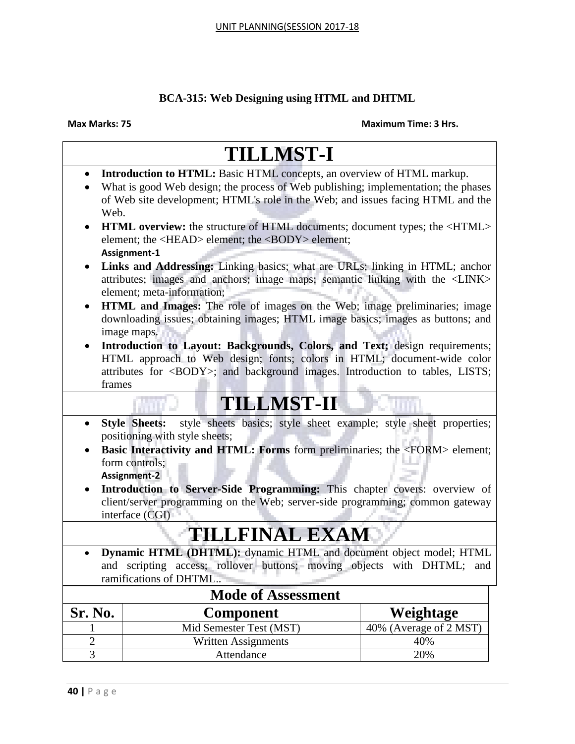# BCA-315: Web Designing using HTML and DHTML

**Max Marks: 75** **Maximum Time: 3 Hrs.**

## TILLMST-I

- **Introduction to HTML:** Basic HTML concepts, an overview of HTML markup.
- What is good Web design; the process of Web publishing; implementation; the phases of Web site development; HTML's role in the Web; and issues facing HTML and the Web.
- **HTML overview:** the structure of HTML documents; document types; the <HTML> element; the <HEAD> element; the <BODY> element;
  **Assignment-1**
- **Links and Addressing:** Linking basics; what are URLs; linking in HTML; anchor attributes; images and anchors; image maps; semantic linking with the <LINK> element; meta-information;
- **HTML and Images:** The role of images on the Web; image preliminaries; image downloading issues; obtaining images; HTML image basics; images as buttons; and image maps.
- **Introduction to Layout: Backgrounds, Colors, and Text;** design requirements; HTML approach to Web design; fonts; colors in HTML; document-wide color attributes for <BODY>; and background images. Introduction to tables, LISTS; frames

## TILLMST-II

- **Style Sheets:** style sheets basics; style sheet example; style sheet properties; positioning with style sheets;
- **Basic Interactivity and HTML: Forms** form preliminaries; the <FORM> element; form controls;
  **Assignment-2**
- **Introduction to Server-Side Programming:** This chapter covers: overview of client/server programming on the Web; server-side programming; common gateway interface (CGI)

## TILLFINAL EXAM

- **Dynamic HTML (DHTML):** dynamic HTML and document object model; HTML and scripting access; rollover buttons; moving objects with DHTML; and ramifications of DHTML..

**Mode of Assessment**

| Sr. No. | Component | Weightage |
|---|---|---|
| 1 | Mid Semester Test (MST) | 40% (Average of 2 MST) |
| 2 | Written Assignments | 40% |
| 3 | Attendance | 20% |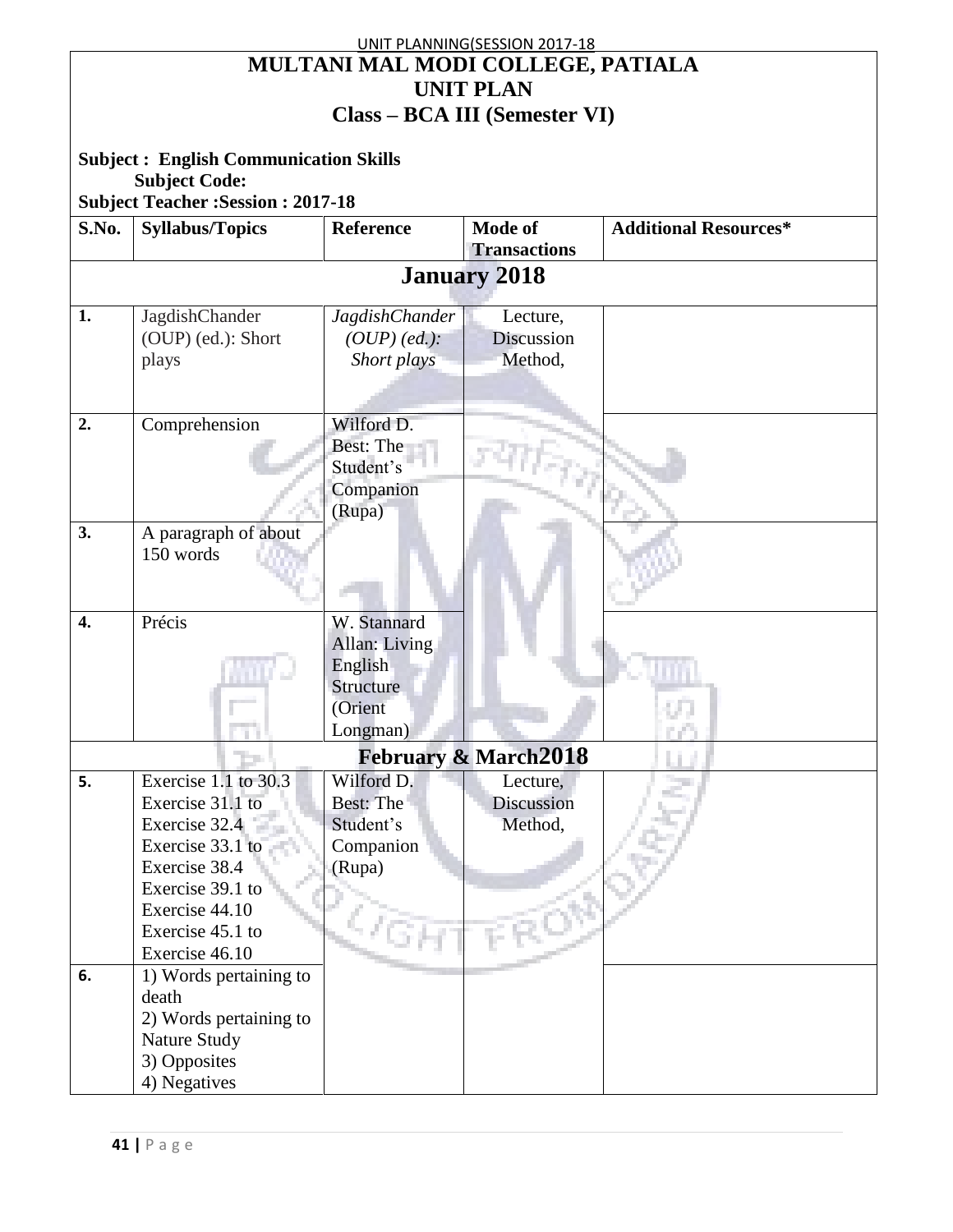# MULTANI MAL MODI COLLEGE, PATIALA

## UNIT PLAN

## Class – BCA III (Semester VI)

**Subject : English Communication Skills**
**Subject Code:**
**Subject Teacher :Session : 2017-18**

| S.No. | Syllabus/Topics | Reference | Mode of Transactions | Additional Resources* |
|---|---|---|---|---|
| **January 2018** | | | | |
| 1. | JagdishChander (OUP) (ed.): Short plays | *JagdishChander (OUP) (ed.): Short plays* | Lecture, Discussion Method, | |
| 2. | Comprehension | Wilford D. Best: The Student's Companion (Rupa) | | |
| 3. | A paragraph of about 150 words | | | |
| 4. | Précis | W. Stannard Allan: Living English Structure (Orient Longman) | | |
| **February & March2018** | | | | |
| 5. | Exercise 1.1 to 30.3 Exercise 31.1 to Exercise 32.4 Exercise 33.1 to Exercise 38.4 Exercise 39.1 to Exercise 44.10 Exercise 45.1 to Exercise 46.10 | Wilford D. Best: The Student's Companion (Rupa) | Lecture, Discussion Method, | |
| 6. | 1) Words pertaining to death 2) Words pertaining to Nature Study 3) Opposites 4) Negatives | | | |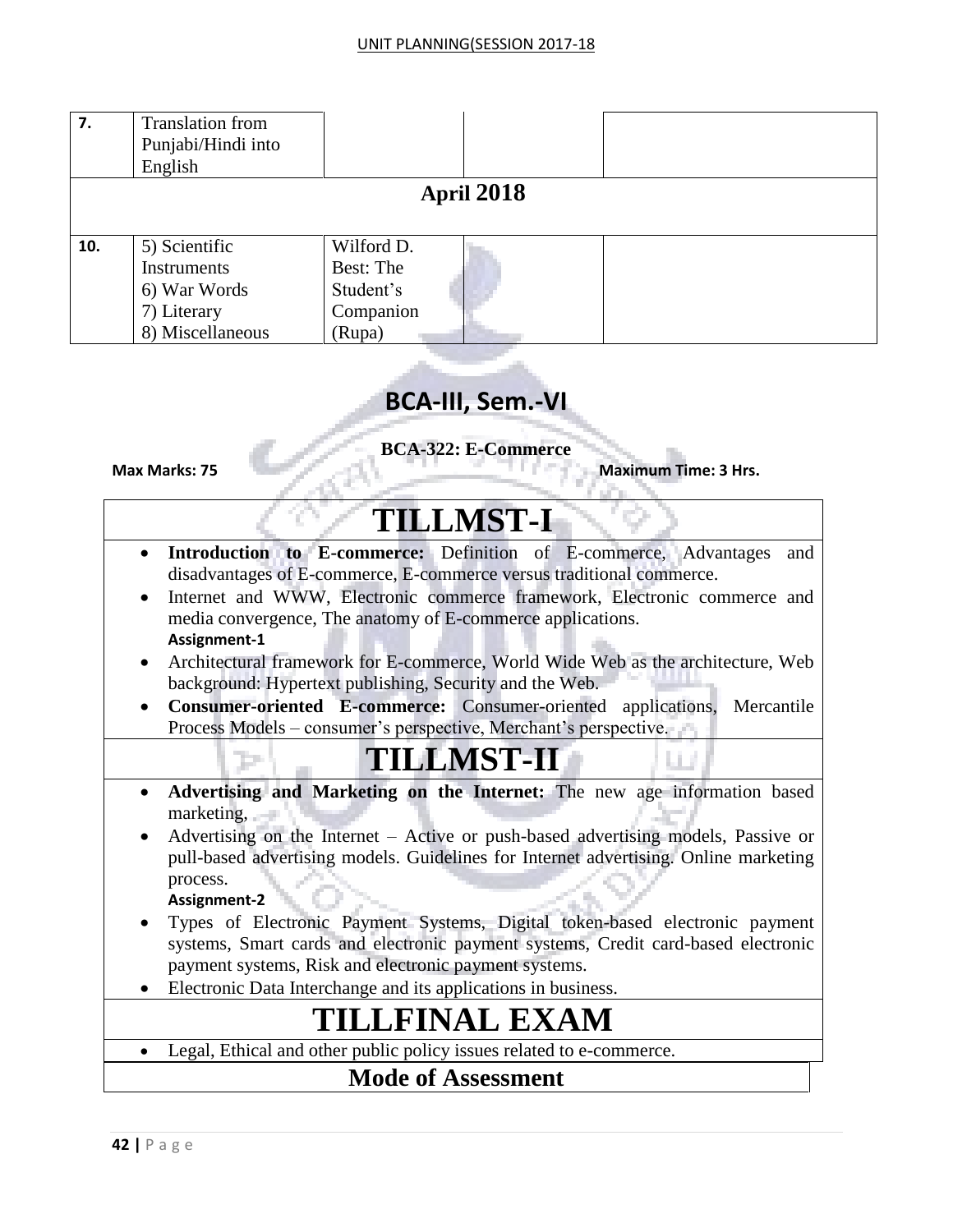| 7. | Translation from Punjabi/Hindi into English | | | |
|---|---|---|---|---|
| **April 2018** | | | | |
| 10. | 5) Scientific Instruments<br>6) War Words<br>7) Literary<br>8) Miscellaneous | Wilford D. Best: The Student's Companion (Rupa) | | |

## BCA-III, Sem.-VI

**BCA-322: E-Commerce**

**Max Marks: 75** **Maximum Time: 3 Hrs.**

# TILLMST-I

- **Introduction to E-commerce:** Definition of E-commerce, Advantages and disadvantages of E-commerce, E-commerce versus traditional commerce.
- Internet and WWW, Electronic commerce framework, Electronic commerce and media convergence, The anatomy of E-commerce applications.
  **Assignment-1**
- Architectural framework for E-commerce, World Wide Web as the architecture, Web background: Hypertext publishing, Security and the Web.
- **Consumer-oriented E-commerce:** Consumer-oriented applications, Mercantile Process Models – consumer's perspective, Merchant's perspective.

# TILLMST-II

- **Advertising and Marketing on the Internet:** The new age information based marketing,
- Advertising on the Internet – Active or push-based advertising models, Passive or pull-based advertising models. Guidelines for Internet advertising. Online marketing process.
  **Assignment-2**
- Types of Electronic Payment Systems, Digital token-based electronic payment systems, Smart cards and electronic payment systems, Credit card-based electronic payment systems, Risk and electronic payment systems.
- Electronic Data Interchange and its applications in business.

# TILLFINAL EXAM

- Legal, Ethical and other public policy issues related to e-commerce.

## Mode of Assessment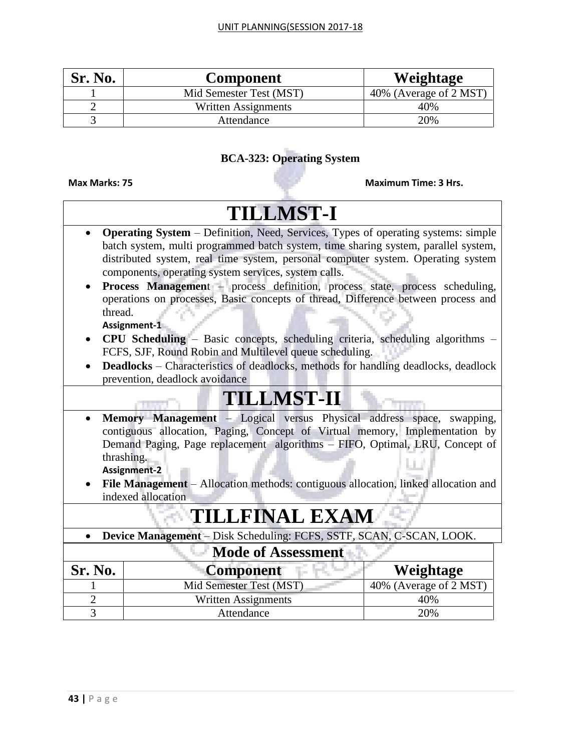| Sr. No. | Component | Weightage |
|---|---|---|
| 1 | Mid Semester Test (MST) | 40% (Average of 2 MST) |
| 2 | Written Assignments | 40% |
| 3 | Attendance | 20% |

**BCA-323: Operating System**

**Max Marks: 75** **Maximum Time: 3 Hrs.**

# TILLMST-I

- **Operating System** – Definition, Need, Services, Types of operating systems: simple batch system, multi programmed batch system, time sharing system, parallel system, distributed system, real time system, personal computer system. Operating system components, operating system services, system calls.
- **Process Managemen**t – process definition, process state, process scheduling, operations on processes, Basic concepts of thread, Difference between process and thread.
  **Assignment-1**
- **CPU Scheduling** – Basic concepts, scheduling criteria, scheduling algorithms – FCFS, SJF, Round Robin and Multilevel queue scheduling.
- **Deadlocks** – Characteristics of deadlocks, methods for handling deadlocks, deadlock prevention, deadlock avoidance

# TILLMST-II

- **Memory Management** – Logical versus Physical address space, swapping, contiguous allocation, Paging, Concept of Virtual memory, Implementation by Demand Paging, Page replacement algorithms – FIFO, Optimal, LRU, Concept of thrashing.
  **Assignment-2**
- **File Management** – Allocation methods: contiguous allocation, linked allocation and indexed allocation

# TILLFINAL EXAM

- **Device Management** – Disk Scheduling: FCFS, SSTF, SCAN, C-SCAN, LOOK.

**Mode of Assessment**

| Sr. No. | Component | Weightage |
|---|---|---|
| 1 | Mid Semester Test (MST) | 40% (Average of 2 MST) |
| 2 | Written Assignments | 40% |
| 3 | Attendance | 20% |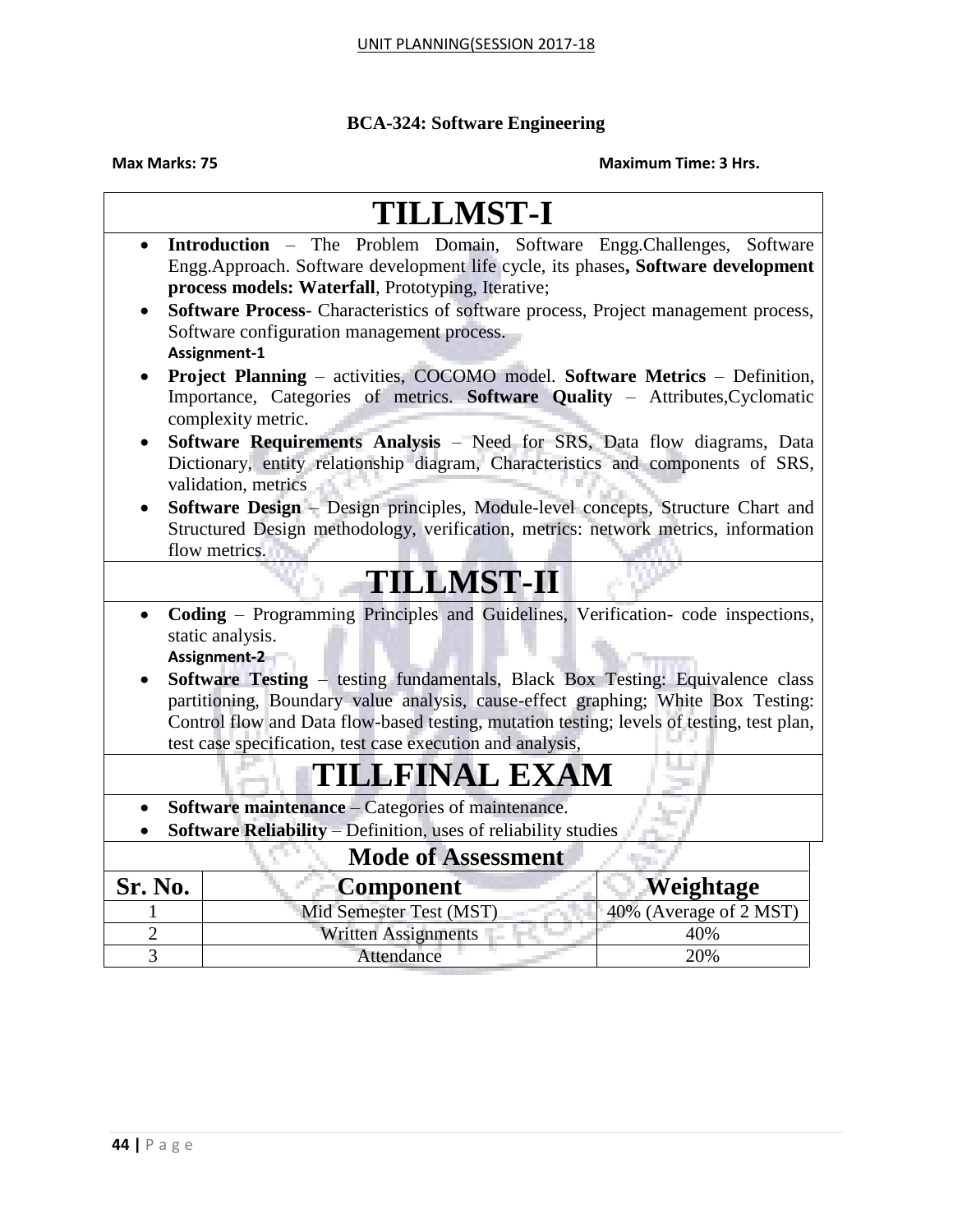**BCA-324: Software Engineering**

**Max Marks: 75** **Maximum Time: 3 Hrs.**

# TILLMST-I

- **Introduction** – The Problem Domain, Software Engg.Challenges, Software Engg.Approach. Software development life cycle, its phases**, Software development process models: Waterfall**, Prototyping, Iterative;
- **Software Process**- Characteristics of software process, Project management process, Software configuration management process.
  **Assignment-1**
- **Project Planning** – activities, COCOMO model. **Software Metrics** – Definition, Importance, Categories of metrics. **Software Quality** – Attributes,Cyclomatic complexity metric.
- **Software Requirements Analysis** – Need for SRS, Data flow diagrams, Data Dictionary, entity relationship diagram, Characteristics and components of SRS, validation, metrics
- **Software Design** – Design principles, Module-level concepts, Structure Chart and Structured Design methodology, verification, metrics: network metrics, information flow metrics.

# TILLMST-II

- **Coding** – Programming Principles and Guidelines, Verification- code inspections, static analysis.
  **Assignment-2**
- **Software Testing** – testing fundamentals, Black Box Testing: Equivalence class partitioning, Boundary value analysis, cause-effect graphing; White Box Testing: Control flow and Data flow-based testing, mutation testing; levels of testing, test plan, test case specification, test case execution and analysis,

# TILLFINAL EXAM

- **Software maintenance** – Categories of maintenance.
- **Software Reliability** – Definition, uses of reliability studies

## Mode of Assessment

| Sr. No. | Component | Weightage |
|---|---|---|
| 1 | Mid Semester Test (MST) | 40% (Average of 2 MST) |
| 2 | Written Assignments | 40% |
| 3 | Attendance | 20% |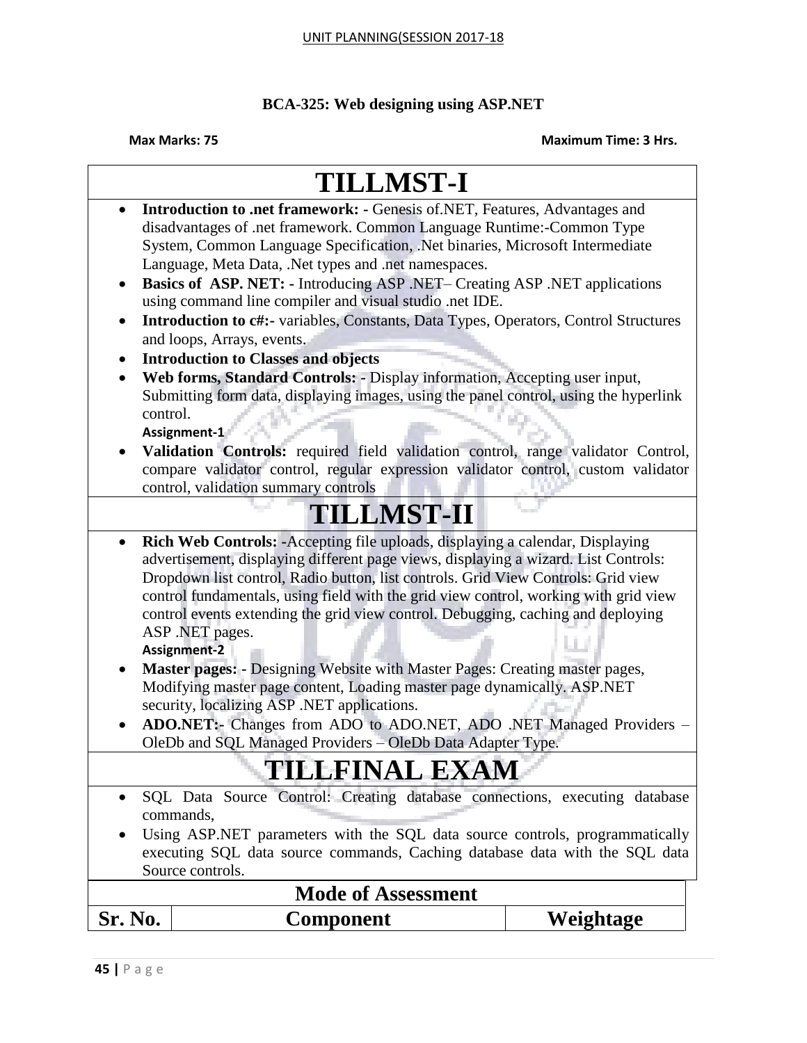UNIT PLANNING(SESSION 2017-18

**BCA-325: Web designing using ASP.NET**

**Max Marks: 75** **Maximum Time: 3 Hrs.**

# TILLMST-I

- **Introduction to .net framework: -** Genesis of.NET, Features, Advantages and disadvantages of .net framework. Common Language Runtime:-Common Type System, Common Language Specification, .Net binaries, Microsoft Intermediate Language, Meta Data, .Net types and .net namespaces.
- **Basics of ASP. NET: -** Introducing ASP .NET– Creating ASP .NET applications using command line compiler and visual studio .net IDE.
- **Introduction to c#:-** variables, Constants, Data Types, Operators, Control Structures and loops, Arrays, events.
- **Introduction to Classes and objects**
- **Web forms, Standard Controls: -** Display information, Accepting user input, Submitting form data, displaying images, using the panel control, using the hyperlink control.

  **Assignment-1**
- **Validation Controls:** required field validation control, range validator Control, compare validator control, regular expression validator control, custom validator control, validation summary controls

# TILLMST-II

- **Rich Web Controls: -**Accepting file uploads, displaying a calendar, Displaying advertisement, displaying different page views, displaying a wizard. List Controls: Dropdown list control, Radio button, list controls. Grid View Controls: Grid view control fundamentals, using field with the grid view control, working with grid view control events extending the grid view control. Debugging, caching and deploying ASP .NET pages.

  **Assignment-2**
- **Master pages: -** Designing Website with Master Pages: Creating master pages, Modifying master page content, Loading master page dynamically. ASP.NET security, localizing ASP .NET applications.
- **ADO.NET:-** Changes from ADO to ADO.NET, ADO .NET Managed Providers – OleDb and SQL Managed Providers – OleDb Data Adapter Type.

# TILLFINAL EXAM

- SQL Data Source Control: Creating database connections, executing database commands,
- Using ASP.NET parameters with the SQL data source controls, programmatically executing SQL data source commands, Caching database data with the SQL data Source controls.

## Mode of Assessment

| Sr. No. | Component | Weightage |
|---|---|---|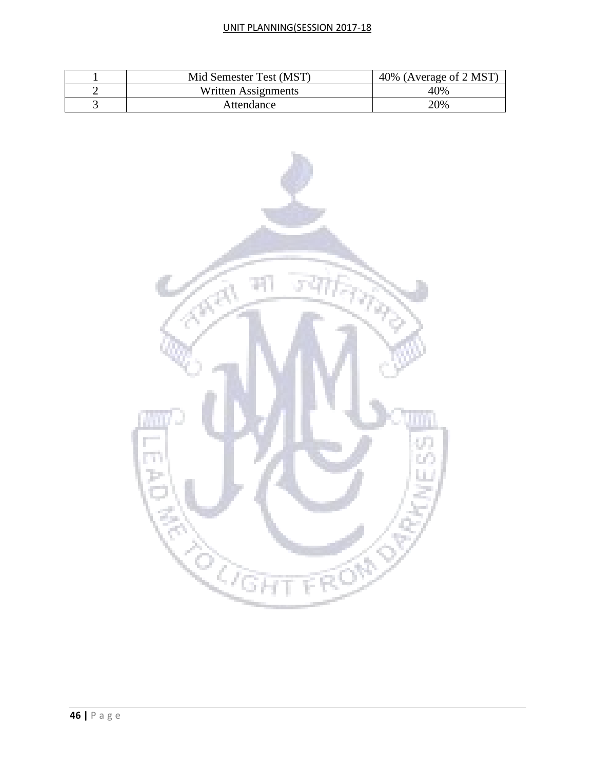| | | |
|---|---|---|
| 1 | Mid Semester Test (MST) | 40% (Average of 2 MST) |
| 2 | Written Assignments | 40% |
| 3 | Attendance | 20% |